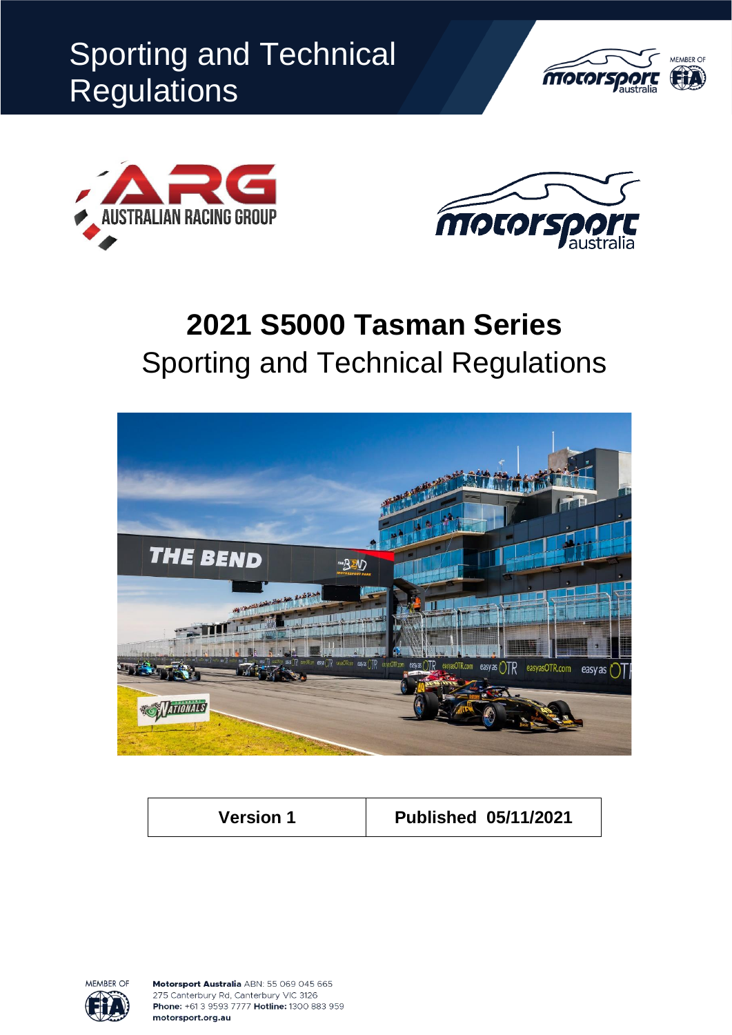Sporting and Technical Regulations

# 2021 S5000 Tasman Series

## Sporting and Technical Regulations

| Version 1 | Published 05/11/2021 |
| --- | --- |

**Motorsport Australia** ABN: 55 069 045 665
275 Canterbury Rd, Canterbury VIC 3126
**Phone:** +61 3 9593 7777 **Hotline:** 1300 883 959
**motorsport.org.au**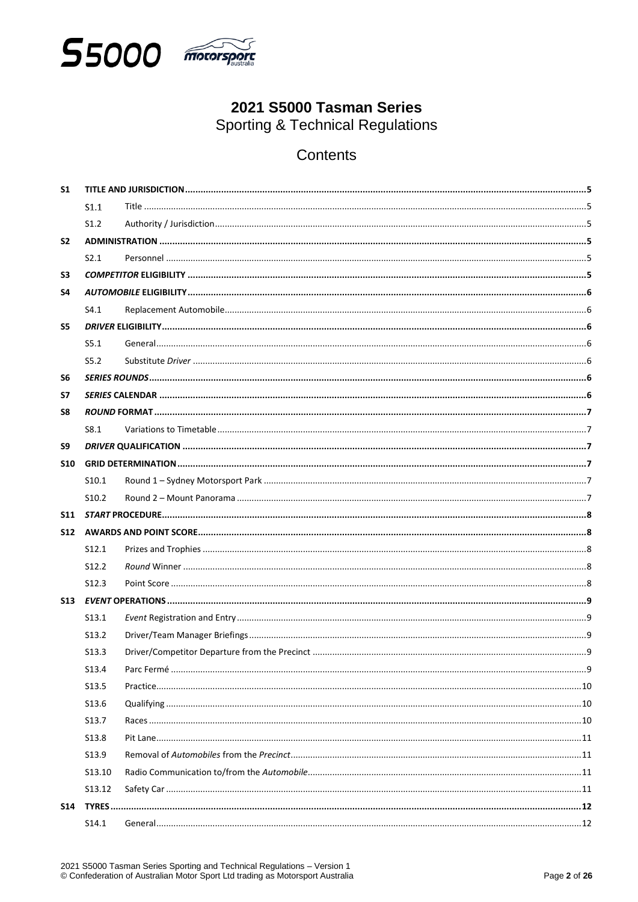# 2021 S5000 Tasman Series
## Sporting & Technical Regulations

## Contents

| | | | |
|---|---|---|---|
| **S1** | **TITLE AND JURISDICTION** | | **5** |
| | S1.1 | Title | 5 |
| | S1.2 | Authority / Jurisdiction | 5 |
| **S2** | **ADMINISTRATION** | | **5** |
| | S2.1 | Personnel | 5 |
| **S3** | ***COMPETITOR* ELIGIBILITY** | | **5** |
| **S4** | ***AUTOMOBILE* ELIGIBILITY** | | **6** |
| | S4.1 | Replacement Automobile | 6 |
| **S5** | ***DRIVER* ELIGIBILITY** | | **6** |
| | S5.1 | General | 6 |
| | S5.2 | Substitute *Driver* | 6 |
| **S6** | ***SERIES ROUNDS*** | | **6** |
| **S7** | ***SERIES* CALENDAR** | | **6** |
| **S8** | ***ROUND* FORMAT** | | **7** |
| | S8.1 | Variations to Timetable | 7 |
| **S9** | ***DRIVER* QUALIFICATION** | | **7** |
| **S10** | **GRID DETERMINATION** | | **7** |
| | S10.1 | Round 1 – Sydney Motorsport Park | 7 |
| | S10.2 | Round 2 – Mount Panorama | 7 |
| **S11** | ***START* PROCEDURE** | | **8** |
| **S12** | **AWARDS AND POINT SCORE** | | **8** |
| | S12.1 | Prizes and Trophies | 8 |
| | S12.2 | *Round* Winner | 8 |
| | S12.3 | Point Score | 8 |
| **S13** | ***EVENT* OPERATIONS** | | **9** |
| | S13.1 | *Event* Registration and Entry | 9 |
| | S13.2 | Driver/Team Manager Briefings | 9 |
| | S13.3 | Driver/Competitor Departure from the Precinct | 9 |
| | S13.4 | Parc Fermé | 9 |
| | S13.5 | Practice | 10 |
| | S13.6 | Qualifying | 10 |
| | S13.7 | Races | 10 |
| | S13.8 | Pit Lane | 11 |
| | S13.9 | Removal of *Automobiles* from the *Precinct* | 11 |
| | S13.10 | Radio Communication to/from the *Automobile* | 11 |
| | S13.12 | Safety Car | 11 |
| **S14** | **TYRES** | | **12** |
| | S14.1 | General | 12 |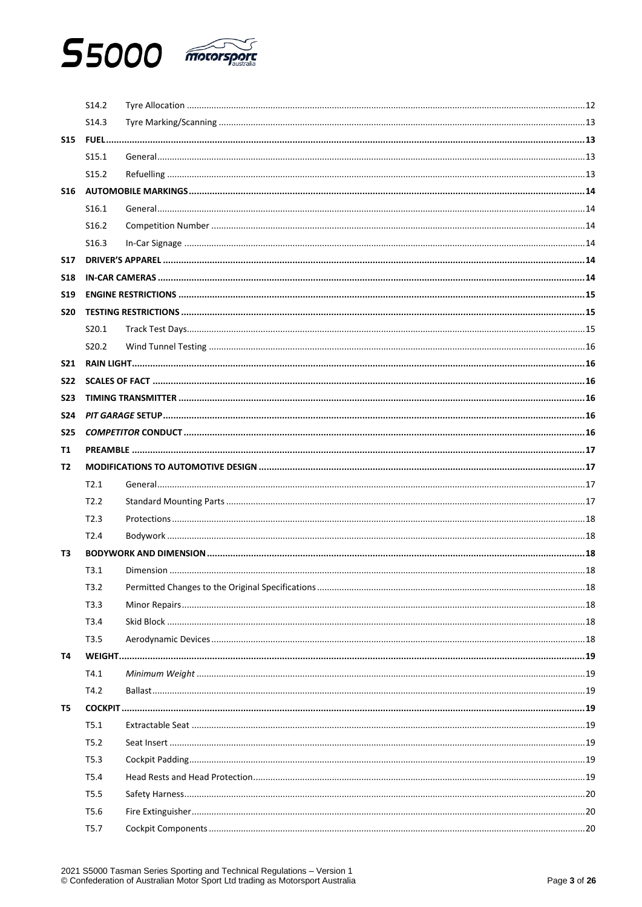| | | | |
|---|---|---|---|
| | S14.2 | Tyre Allocation | 12 |
| | S14.3 | Tyre Marking/Scanning | 13 |
| **S15** | **FUEL** | | **13** |
| | S15.1 | General | 13 |
| | S15.2 | Refuelling | 13 |
| **S16** | **AUTOMOBILE MARKINGS** | | **14** |
| | S16.1 | General | 14 |
| | S16.2 | Competition Number | 14 |
| | S16.3 | In-Car Signage | 14 |
| **S17** | **DRIVER'S APPAREL** | | **14** |
| **S18** | **IN-CAR CAMERAS** | | **14** |
| **S19** | **ENGINE RESTRICTIONS** | | **15** |
| **S20** | **TESTING RESTRICTIONS** | | **15** |
| | S20.1 | Track Test Days | 15 |
| | S20.2 | Wind Tunnel Testing | 16 |
| **S21** | **RAIN LIGHT** | | **16** |
| **S22** | **SCALES OF FACT** | | **16** |
| **S23** | **TIMING TRANSMITTER** | | **16** |
| **S24** | ***PIT GARAGE* SETUP** | | **16** |
| **S25** | ***COMPETITOR* CONDUCT** | | **16** |
| **T1** | **PREAMBLE** | | **17** |
| **T2** | **MODIFICATIONS TO AUTOMOTIVE DESIGN** | | **17** |
| | T2.1 | General | 17 |
| | T2.2 | Standard Mounting Parts | 17 |
| | T2.3 | Protections | 18 |
| | T2.4 | Bodywork | 18 |
| **T3** | **BODYWORK AND DIMENSION** | | **18** |
| | T3.1 | Dimension | 18 |
| | T3.2 | Permitted Changes to the Original Specifications | 18 |
| | T3.3 | Minor Repairs | 18 |
| | T3.4 | Skid Block | 18 |
| | T3.5 | Aerodynamic Devices | 18 |
| **T4** | **WEIGHT** | | **19** |
| | T4.1 | *Minimum Weight* | 19 |
| | T4.2 | Ballast | 19 |
| **T5** | **COCKPIT** | | **19** |
| | T5.1 | Extractable Seat | 19 |
| | T5.2 | Seat Insert | 19 |
| | T5.3 | Cockpit Padding | 19 |
| | T5.4 | Head Rests and Head Protection | 19 |
| | T5.5 | Safety Harness | 20 |
| | T5.6 | Fire Extinguisher | 20 |
| | T5.7 | Cockpit Components | 20 |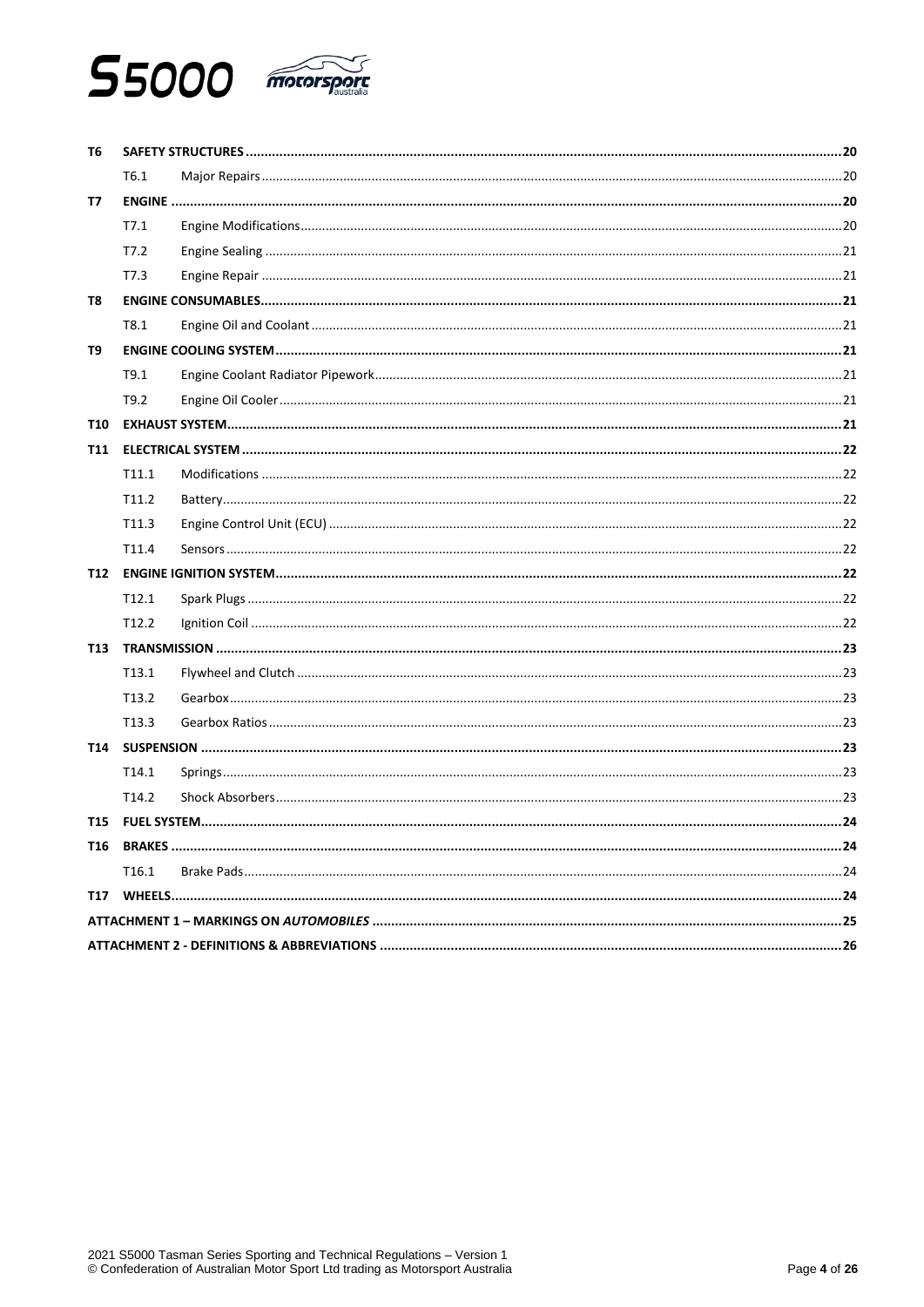| | | |
|---|---|---|
| **T6** | **SAFETY STRUCTURES** | **20** |
| T6.1 | Major Repairs | 20 |
| **T7** | **ENGINE** | **20** |
| T7.1 | Engine Modifications | 20 |
| T7.2 | Engine Sealing | 21 |
| T7.3 | Engine Repair | 21 |
| **T8** | **ENGINE CONSUMABLES** | **21** |
| T8.1 | Engine Oil and Coolant | 21 |
| **T9** | **ENGINE COOLING SYSTEM** | **21** |
| T9.1 | Engine Coolant Radiator Pipework | 21 |
| T9.2 | Engine Oil Cooler | 21 |
| **T10** | **EXHAUST SYSTEM** | **21** |
| **T11** | **ELECTRICAL SYSTEM** | **22** |
| T11.1 | Modifications | 22 |
| T11.2 | Battery | 22 |
| T11.3 | Engine Control Unit (ECU) | 22 |
| T11.4 | Sensors | 22 |
| **T12** | **ENGINE IGNITION SYSTEM** | **22** |
| T12.1 | Spark Plugs | 22 |
| T12.2 | Ignition Coil | 22 |
| **T13** | **TRANSMISSION** | **23** |
| T13.1 | Flywheel and Clutch | 23 |
| T13.2 | Gearbox | 23 |
| T13.3 | Gearbox Ratios | 23 |
| **T14** | **SUSPENSION** | **23** |
| T14.1 | Springs | 23 |
| T14.2 | Shock Absorbers | 23 |
| **T15** | **FUEL SYSTEM** | **24** |
| **T16** | **BRAKES** | **24** |
| T16.1 | Brake Pads | 24 |
| **T17** | **WHEELS** | **24** |
| | **ATTACHMENT 1 – MARKINGS ON *AUTOMOBILES*** | **25** |
| | **ATTACHMENT 2 - DEFINITIONS & ABBREVIATIONS** | **26** |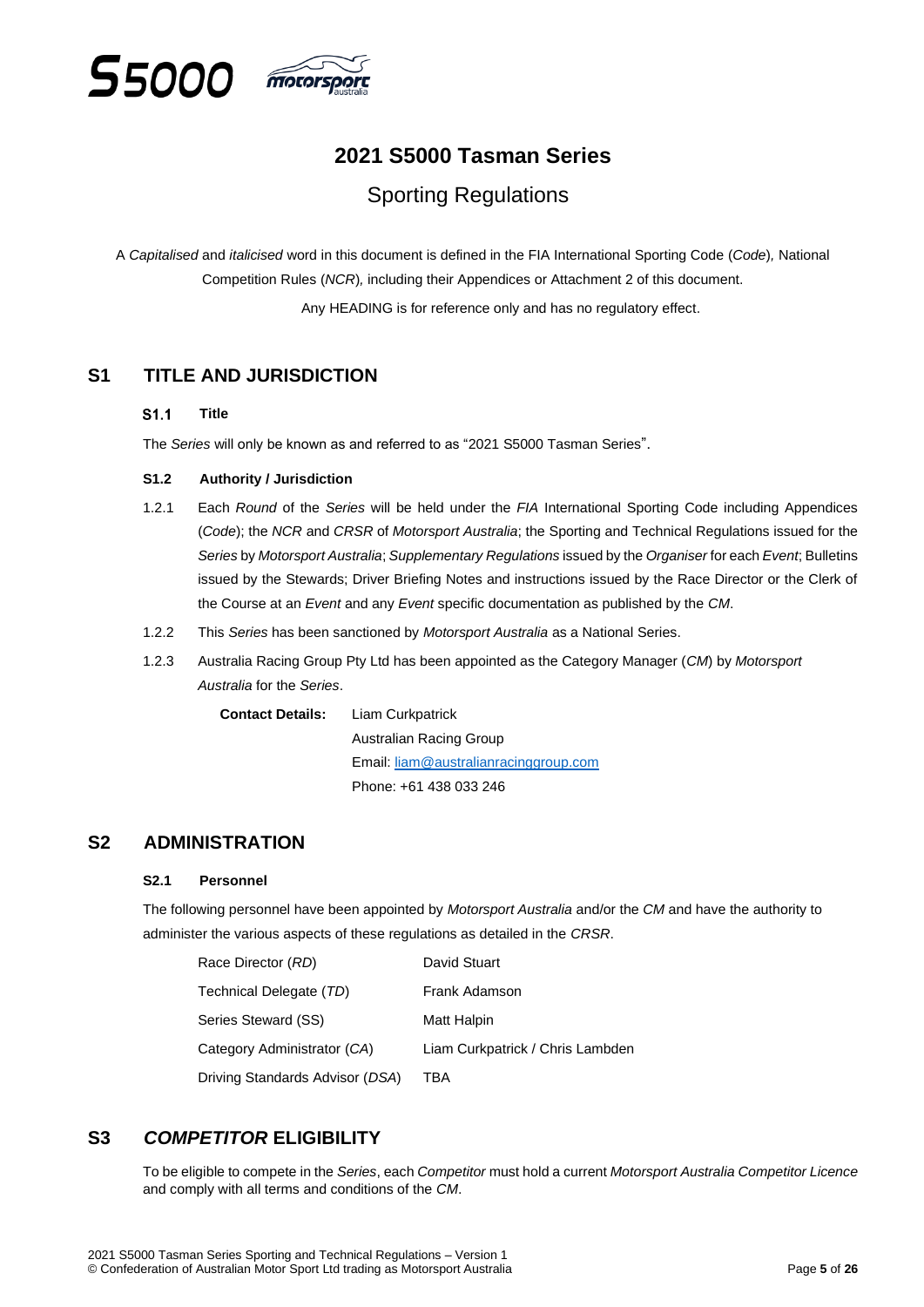# 2021 S5000 Tasman Series

## Sporting Regulations

A *Capitalised* and *italicised* word in this document is defined in the FIA International Sporting Code (*Code*)*,* National Competition Rules (*NCR*)*,* including their Appendices or Attachment 2 of this document.

Any HEADING is for reference only and has no regulatory effect.

## S1 TITLE AND JURISDICTION

### S1.1 Title

The *Series* will only be known as and referred to as "2021 S5000 Tasman Series".

### S1.2 Authority / Jurisdiction

1.2.1 Each *Round* of the *Series* will be held under the *FIA* International Sporting Code including Appendices (*Code*); the *NCR* and *CRSR* of *Motorsport Australia*; the Sporting and Technical Regulations issued for the *Series* by *Motorsport Australia*; *Supplementary Regulations* issued by the *Organiser* for each *Event*; Bulletins issued by the Stewards; Driver Briefing Notes and instructions issued by the Race Director or the Clerk of the Course at an *Event* and any *Event* specific documentation as published by the *CM*.

1.2.2 This *Series* has been sanctioned by *Motorsport Australia* as a National Series.

1.2.3 Australia Racing Group Pty Ltd has been appointed as the Category Manager (*CM*) by *Motorsport Australia* for the *Series*.

**Contact Details:** Liam Curkpatrick
Australian Racing Group
Email: liam@australianracinggroup.com
Phone: +61 438 033 246

## S2 ADMINISTRATION

### S2.1 Personnel

The following personnel have been appointed by *Motorsport Australia* and/or the *CM* and have the authority to administer the various aspects of these regulations as detailed in the *CRSR*.

| | |
|---|---|
| Race Director (*RD*) | David Stuart |
| Technical Delegate (*TD*) | Frank Adamson |
| Series Steward (SS) | Matt Halpin |
| Category Administrator (*CA*) | Liam Curkpatrick / Chris Lambden |
| Driving Standards Advisor (*DSA*) | TBA |

## S3 *COMPETITOR* ELIGIBILITY

To be eligible to compete in the *Series*, each *Competitor* must hold a current *Motorsport Australia Competitor Licence* and comply with all terms and conditions of the *CM*.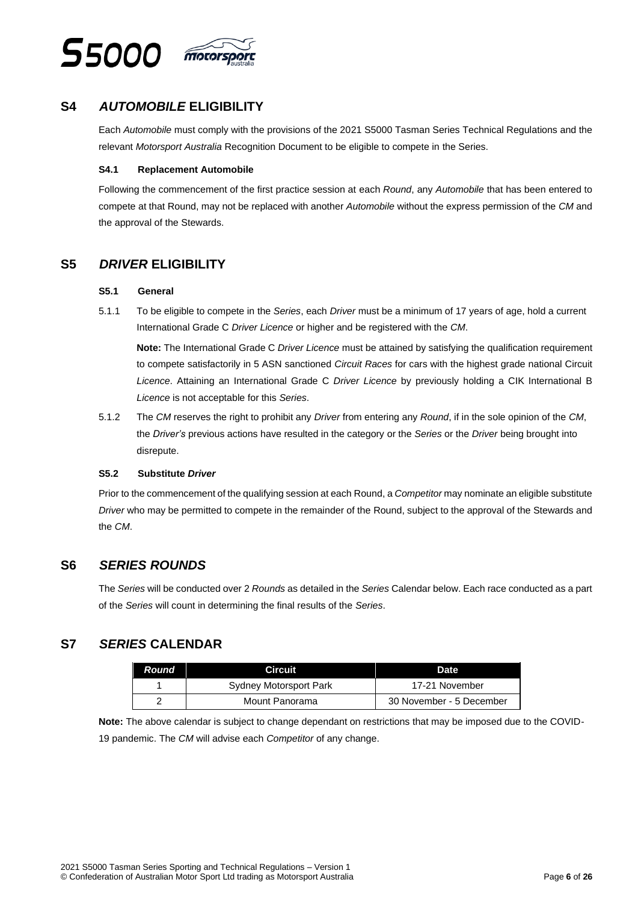## S4 *AUTOMOBILE* ELIGIBILITY

Each *Automobile* must comply with the provisions of the 2021 S5000 Tasman Series Technical Regulations and the relevant *Motorsport Australia* Recognition Document to be eligible to compete in the Series.

### S4.1 Replacement Automobile

Following the commencement of the first practice session at each *Round*, any *Automobile* that has been entered to compete at that Round, may not be replaced with another *Automobile* without the express permission of the *CM* and the approval of the Stewards.

## S5 *DRIVER* ELIGIBILITY

### S5.1 General

5.1.1 To be eligible to compete in the *Series*, each *Driver* must be a minimum of 17 years of age, hold a current International Grade C *Driver Licence* or higher and be registered with the *CM*.

**Note:** The International Grade C *Driver Licence* must be attained by satisfying the qualification requirement to compete satisfactorily in 5 ASN sanctioned *Circuit Races* for cars with the highest grade national Circuit *Licence*. Attaining an International Grade C *Driver Licence* by previously holding a CIK International B *Licence* is not acceptable for this *Series*.

5.1.2 The *CM* reserves the right to prohibit any *Driver* from entering any *Round*, if in the sole opinion of the *CM*, the *Driver's* previous actions have resulted in the category or the *Series* or the *Driver* being brought into disrepute.

### S5.2 Substitute *Driver*

Prior to the commencement of the qualifying session at each Round, a *Competitor* may nominate an eligible substitute *Driver* who may be permitted to compete in the remainder of the Round, subject to the approval of the Stewards and the *CM*.

## S6 *SERIES ROUNDS*

The *Series* will be conducted over 2 *Rounds* as detailed in the *Series* Calendar below. Each race conducted as a part of the *Series* will count in determining the final results of the *Series*.

## S7 *SERIES* CALENDAR

| *Round* | Circuit | Date |
|---|---|---|
| 1 | Sydney Motorsport Park | 17-21 November |
| 2 | Mount Panorama | 30 November - 5 December |

**Note:** The above calendar is subject to change dependant on restrictions that may be imposed due to the COVID-19 pandemic. The *CM* will advise each *Competitor* of any change.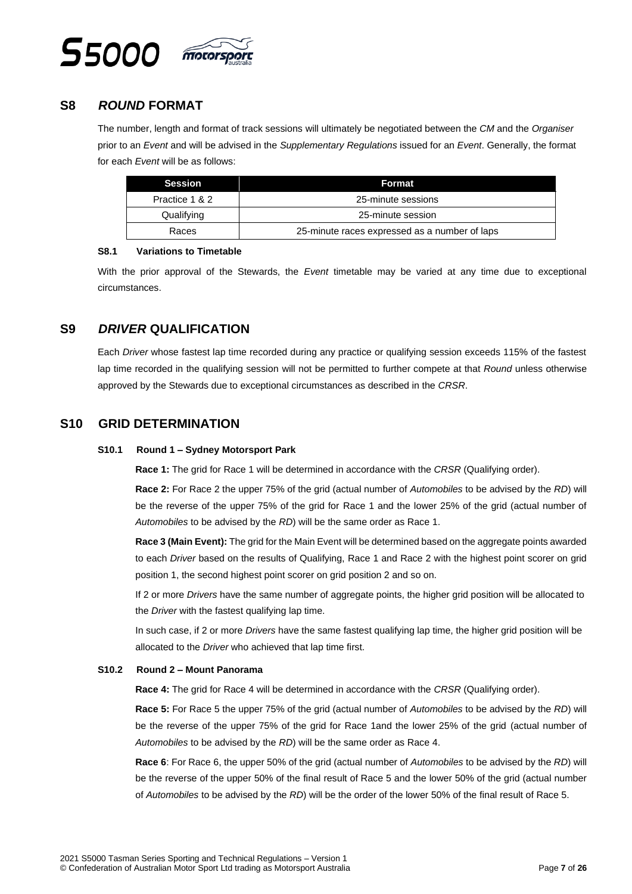## S8 *ROUND* FORMAT

The number, length and format of track sessions will ultimately be negotiated between the *CM* and the *Organiser* prior to an *Event* and will be advised in the *Supplementary Regulations* issued for an *Event*. Generally, the format for each *Event* will be as follows:

| Session | Format |
| --- | --- |
| Practice 1 & 2 | 25-minute sessions |
| Qualifying | 25-minute session |
| Races | 25-minute races expressed as a number of laps |

### S8.1 Variations to Timetable

With the prior approval of the Stewards, the *Event* timetable may be varied at any time due to exceptional circumstances.

## S9 *DRIVER* QUALIFICATION

Each *Driver* whose fastest lap time recorded during any practice or qualifying session exceeds 115% of the fastest lap time recorded in the qualifying session will not be permitted to further compete at that *Round* unless otherwise approved by the Stewards due to exceptional circumstances as described in the *CRSR*.

## S10 GRID DETERMINATION

### S10.1 Round 1 – Sydney Motorsport Park

**Race 1:** The grid for Race 1 will be determined in accordance with the *CRSR* (Qualifying order).

**Race 2:** For Race 2 the upper 75% of the grid (actual number of *Automobiles* to be advised by the *RD*) will be the reverse of the upper 75% of the grid for Race 1 and the lower 25% of the grid (actual number of *Automobiles* to be advised by the *RD*) will be the same order as Race 1.

**Race 3 (Main Event):** The grid for the Main Event will be determined based on the aggregate points awarded to each *Driver* based on the results of Qualifying, Race 1 and Race 2 with the highest point scorer on grid position 1, the second highest point scorer on grid position 2 and so on.

If 2 or more *Drivers* have the same number of aggregate points, the higher grid position will be allocated to the *Driver* with the fastest qualifying lap time.

In such case, if 2 or more *Drivers* have the same fastest qualifying lap time, the higher grid position will be allocated to the *Driver* who achieved that lap time first.

### S10.2 Round 2 – Mount Panorama

**Race 4:** The grid for Race 4 will be determined in accordance with the *CRSR* (Qualifying order).

**Race 5:** For Race 5 the upper 75% of the grid (actual number of *Automobiles* to be advised by the *RD*) will be the reverse of the upper 75% of the grid for Race 1and the lower 25% of the grid (actual number of *Automobiles* to be advised by the *RD*) will be the same order as Race 4.

**Race 6**: For Race 6, the upper 50% of the grid (actual number of *Automobiles* to be advised by the *RD*) will be the reverse of the upper 50% of the final result of Race 5 and the lower 50% of the grid (actual number of *Automobiles* to be advised by the *RD*) will be the order of the lower 50% of the final result of Race 5.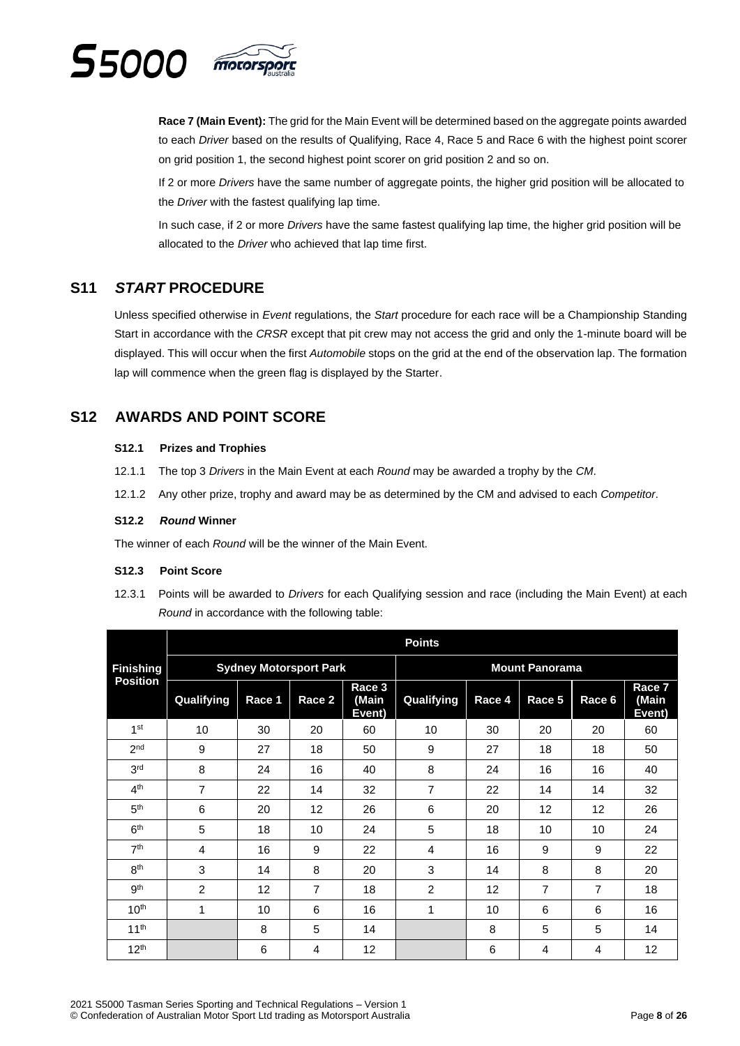**Race 7 (Main Event):** The grid for the Main Event will be determined based on the aggregate points awarded to each *Driver* based on the results of Qualifying, Race 4, Race 5 and Race 6 with the highest point scorer on grid position 1, the second highest point scorer on grid position 2 and so on.

If 2 or more *Drivers* have the same number of aggregate points, the higher grid position will be allocated to the *Driver* with the fastest qualifying lap time.

In such case, if 2 or more *Drivers* have the same fastest qualifying lap time, the higher grid position will be allocated to the *Driver* who achieved that lap time first.

## S11 *START* PROCEDURE

Unless specified otherwise in *Event* regulations, the *Start* procedure for each race will be a Championship Standing Start in accordance with the *CRSR* except that pit crew may not access the grid and only the 1-minute board will be displayed. This will occur when the first *Automobile* stops on the grid at the end of the observation lap. The formation lap will commence when the green flag is displayed by the Starter.

## S12 AWARDS AND POINT SCORE

### S12.1 Prizes and Trophies

12.1.1 The top 3 *Drivers* in the Main Event at each *Round* may be awarded a trophy by the *CM*.

12.1.2 Any other prize, trophy and award may be as determined by the CM and advised to each *Competitor*.

### S12.2 *Round* Winner

The winner of each *Round* will be the winner of the Main Event.

### S12.3 Point Score

12.3.1 Points will be awarded to *Drivers* for each Qualifying session and race (including the Main Event) at each *Round* in accordance with the following table:

| Finishing Position | Points | | | | | | | | |
|---|---|---|---|---|---|---|---|---|---|
| | Sydney Motorsport Park | | | | Mount Panorama | | | | |
| | Qualifying | Race 1 | Race 2 | Race 3 (Main Event) | Qualifying | Race 4 | Race 5 | Race 6 | Race 7 (Main Event) |
| 1st | 10 | 30 | 20 | 60 | 10 | 30 | 20 | 20 | 60 |
| 2nd | 9 | 27 | 18 | 50 | 9 | 27 | 18 | 18 | 50 |
| 3rd | 8 | 24 | 16 | 40 | 8 | 24 | 16 | 16 | 40 |
| 4th | 7 | 22 | 14 | 32 | 7 | 22 | 14 | 14 | 32 |
| 5th | 6 | 20 | 12 | 26 | 6 | 20 | 12 | 12 | 26 |
| 6th | 5 | 18 | 10 | 24 | 5 | 18 | 10 | 10 | 24 |
| 7th | 4 | 16 | 9 | 22 | 4 | 16 | 9 | 9 | 22 |
| 8th | 3 | 14 | 8 | 20 | 3 | 14 | 8 | 8 | 20 |
| 9th | 2 | 12 | 7 | 18 | 2 | 12 | 7 | 7 | 18 |
| 10th | 1 | 10 | 6 | 16 | 1 | 10 | 6 | 6 | 16 |
| 11th | | 8 | 5 | 14 | | 8 | 5 | 5 | 14 |
| 12th | | 6 | 4 | 12 | | 6 | 4 | 4 | 12 |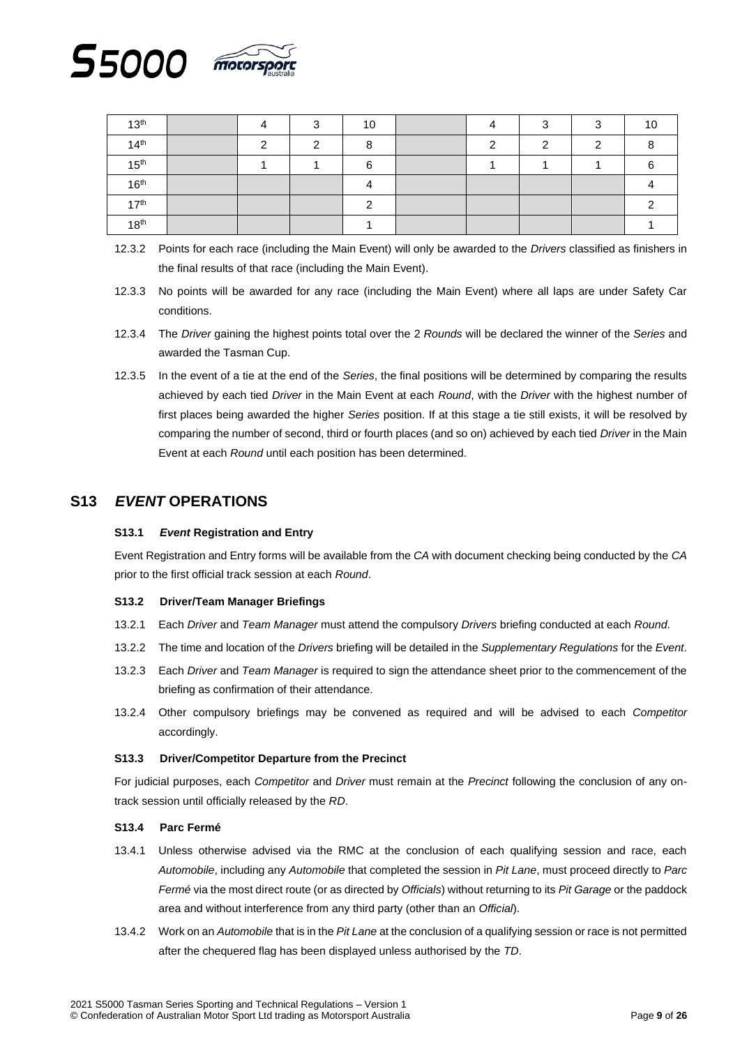| 13th | | 4 | 3 | 10 | | 4 | 3 | 3 | 10 |
|---|---|---|---|---|---|---|---|---|---|
| 14th | | 2 | 2 | 8 | | 2 | 2 | 2 | 8 |
| 15th | | 1 | 1 | 6 | | 1 | 1 | 1 | 6 |
| 16th | | | | 4 | | | | | 4 |
| 17th | | | | 2 | | | | | 2 |
| 18th | | | | 1 | | | | | 1 |

12.3.2 Points for each race (including the Main Event) will only be awarded to the *Drivers* classified as finishers in the final results of that race (including the Main Event).

12.3.3 No points will be awarded for any race (including the Main Event) where all laps are under Safety Car conditions.

12.3.4 The *Driver* gaining the highest points total over the 2 *Rounds* will be declared the winner of the *Series* and awarded the Tasman Cup.

12.3.5 In the event of a tie at the end of the *Series*, the final positions will be determined by comparing the results achieved by each tied *Driver* in the Main Event at each *Round*, with the *Driver* with the highest number of first places being awarded the higher *Series* position. If at this stage a tie still exists, it will be resolved by comparing the number of second, third or fourth places (and so on) achieved by each tied *Driver* in the Main Event at each *Round* until each position has been determined.

## S13 *EVENT* OPERATIONS

### S13.1 *Event* Registration and Entry

Event Registration and Entry forms will be available from the *CA* with document checking being conducted by the *CA* prior to the first official track session at each *Round*.

### S13.2 Driver/Team Manager Briefings

13.2.1 Each *Driver* and *Team Manager* must attend the compulsory *Drivers* briefing conducted at each *Round*.

13.2.2 The time and location of the *Drivers* briefing will be detailed in the *Supplementary Regulations* for the *Event*.

13.2.3 Each *Driver* and *Team Manager* is required to sign the attendance sheet prior to the commencement of the briefing as confirmation of their attendance.

13.2.4 Other compulsory briefings may be convened as required and will be advised to each *Competitor* accordingly.

### S13.3 Driver/Competitor Departure from the Precinct

For judicial purposes, each *Competitor* and *Driver* must remain at the *Precinct* following the conclusion of any on-track session until officially released by the *RD*.

### S13.4 Parc Fermé

13.4.1 Unless otherwise advised via the RMC at the conclusion of each qualifying session and race, each *Automobile*, including any *Automobile* that completed the session in *Pit Lane*, must proceed directly to *Parc Fermé* via the most direct route (or as directed by *Officials*) without returning to its *Pit Garage* or the paddock area and without interference from any third party (other than an *Official*).

13.4.2 Work on an *Automobile* that is in the *Pit Lane* at the conclusion of a qualifying session or race is not permitted after the chequered flag has been displayed unless authorised by the *TD*.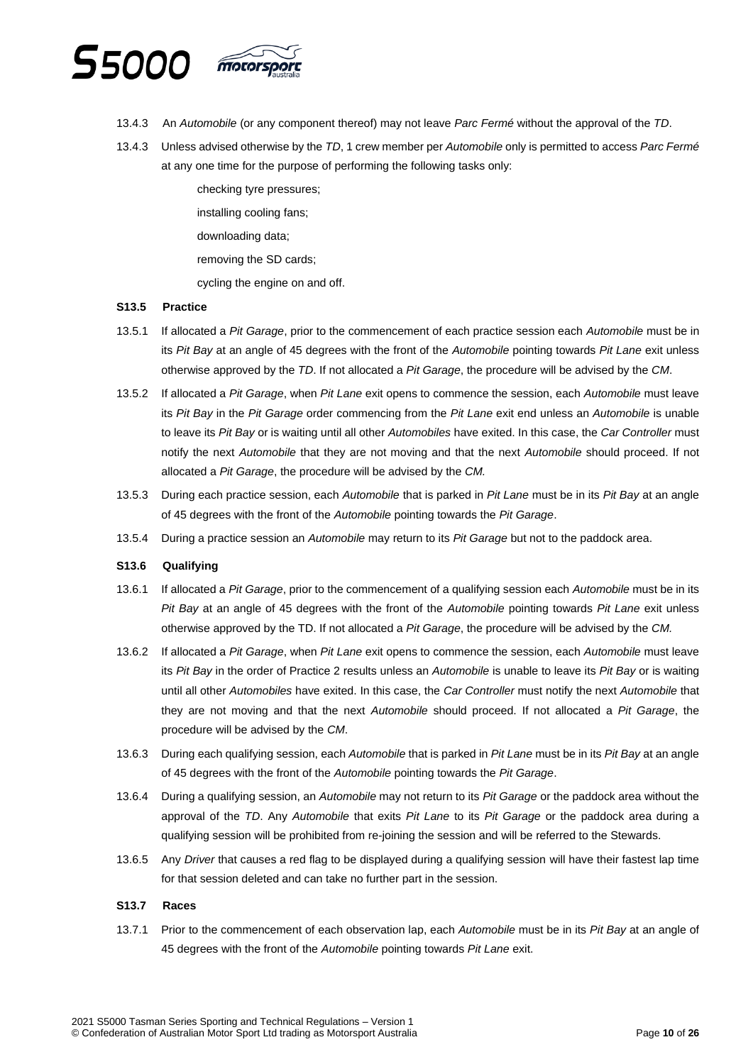13.4.3 An *Automobile* (or any component thereof) may not leave *Parc Fermé* without the approval of the *TD*.

13.4.3 Unless advised otherwise by the *TD*, 1 crew member per *Automobile* only is permitted to access *Parc Fermé* at any one time for the purpose of performing the following tasks only:

- checking tyre pressures;
- installing cooling fans;
- downloading data;
- removing the SD cards;
- cycling the engine on and off.

### S13.5 Practice

13.5.1 If allocated a *Pit Garage*, prior to the commencement of each practice session each *Automobile* must be in its *Pit Bay* at an angle of 45 degrees with the front of the *Automobile* pointing towards *Pit Lane* exit unless otherwise approved by the *TD*. If not allocated a *Pit Garage*, the procedure will be advised by the *CM*.

13.5.2 If allocated a *Pit Garage*, when *Pit Lane* exit opens to commence the session, each *Automobile* must leave its *Pit Bay* in the *Pit Garage* order commencing from the *Pit Lane* exit end unless an *Automobile* is unable to leave its *Pit Bay* or is waiting until all other *Automobiles* have exited. In this case, the *Car Controller* must notify the next *Automobile* that they are not moving and that the next *Automobile* should proceed. If not allocated a *Pit Garage*, the procedure will be advised by the *CM.*

13.5.3 During each practice session, each *Automobile* that is parked in *Pit Lane* must be in its *Pit Bay* at an angle of 45 degrees with the front of the *Automobile* pointing towards the *Pit Garage*.

13.5.4 During a practice session an *Automobile* may return to its *Pit Garage* but not to the paddock area.

### S13.6 Qualifying

13.6.1 If allocated a *Pit Garage*, prior to the commencement of a qualifying session each *Automobile* must be in its *Pit Bay* at an angle of 45 degrees with the front of the *Automobile* pointing towards *Pit Lane* exit unless otherwise approved by the TD. If not allocated a *Pit Garage*, the procedure will be advised by the *CM.*

13.6.2 If allocated a *Pit Garage*, when *Pit Lane* exit opens to commence the session, each *Automobile* must leave its *Pit Bay* in the order of Practice 2 results unless an *Automobile* is unable to leave its *Pit Bay* or is waiting until all other *Automobiles* have exited. In this case, the *Car Controller* must notify the next *Automobile* that they are not moving and that the next *Automobile* should proceed. If not allocated a *Pit Garage*, the procedure will be advised by the *CM*.

13.6.3 During each qualifying session, each *Automobile* that is parked in *Pit Lane* must be in its *Pit Bay* at an angle of 45 degrees with the front of the *Automobile* pointing towards the *Pit Garage*.

13.6.4 During a qualifying session, an *Automobile* may not return to its *Pit Garage* or the paddock area without the approval of the *TD*. Any *Automobile* that exits *Pit Lane* to its *Pit Garage* or the paddock area during a qualifying session will be prohibited from re-joining the session and will be referred to the Stewards.

13.6.5 Any *Driver* that causes a red flag to be displayed during a qualifying session will have their fastest lap time for that session deleted and can take no further part in the session.

### S13.7 Races

13.7.1 Prior to the commencement of each observation lap, each *Automobile* must be in its *Pit Bay* at an angle of 45 degrees with the front of the *Automobile* pointing towards *Pit Lane* exit.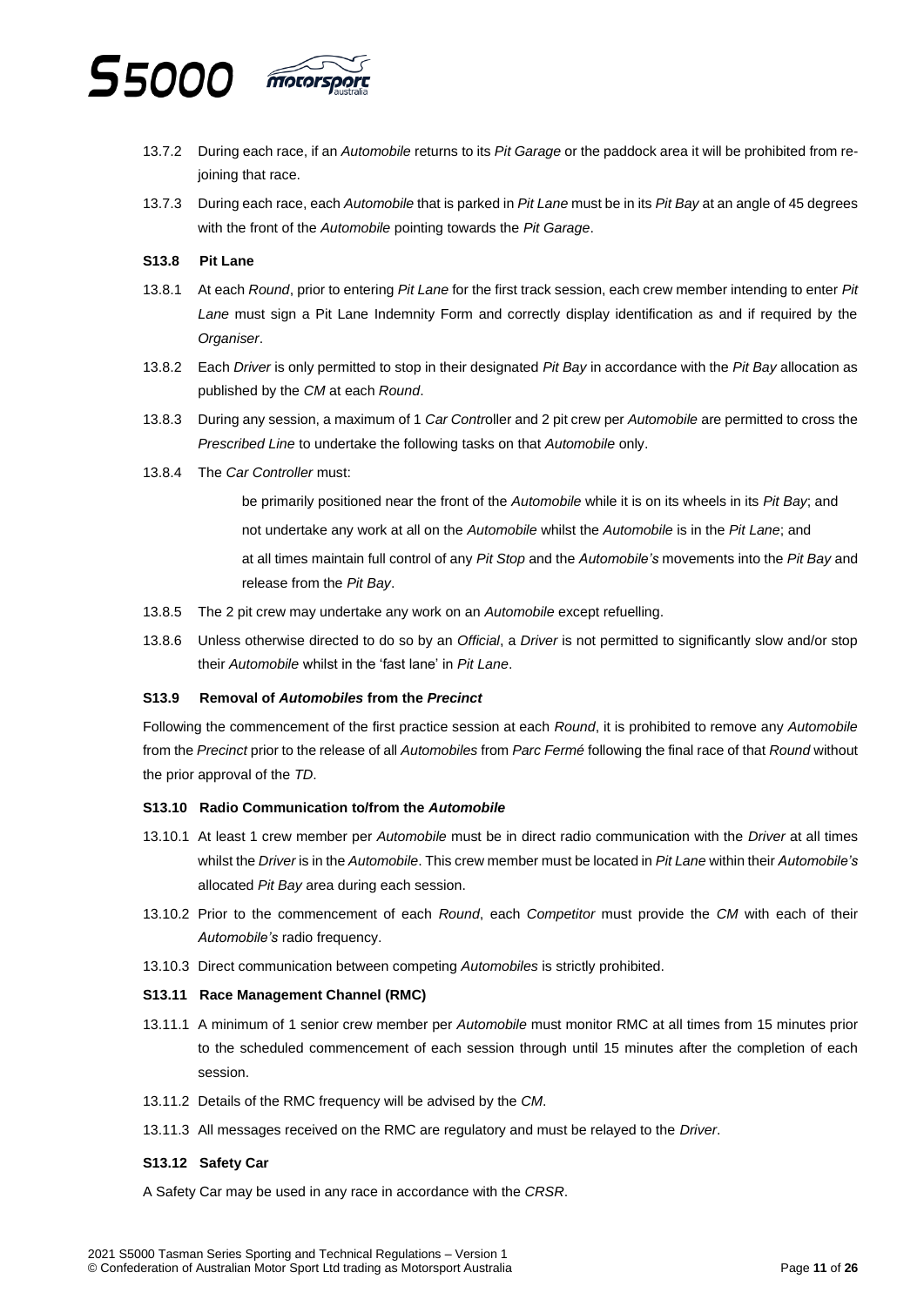13.7.2 During each race, if an *Automobile* returns to its *Pit Garage* or the paddock area it will be prohibited from re-joining that race.

13.7.3 During each race, each *Automobile* that is parked in *Pit Lane* must be in its *Pit Bay* at an angle of 45 degrees with the front of the *Automobile* pointing towards the *Pit Garage*.

**S13.8 Pit Lane**

13.8.1 At each *Round*, prior to entering *Pit Lane* for the first track session, each crew member intending to enter *Pit Lane* must sign a Pit Lane Indemnity Form and correctly display identification as and if required by the *Organiser*.

13.8.2 Each *Driver* is only permitted to stop in their designated *Pit Bay* in accordance with the *Pit Bay* allocation as published by the *CM* at each *Round*.

13.8.3 During any session, a maximum of 1 *Car Contr*oller and 2 pit crew per *Automobile* are permitted to cross the *Prescribed Line* to undertake the following tasks on that *Automobile* only.

13.8.4 The *Car Controller* must:

be primarily positioned near the front of the *Automobile* while it is on its wheels in its *Pit Bay*; and

not undertake any work at all on the *Automobile* whilst the *Automobile* is in the *Pit Lane*; and

at all times maintain full control of any *Pit Stop* and the *Automobile's* movements into the *Pit Bay* and release from the *Pit Bay*.

13.8.5 The 2 pit crew may undertake any work on an *Automobile* except refuelling.

13.8.6 Unless otherwise directed to do so by an *Official*, a *Driver* is not permitted to significantly slow and/or stop their *Automobile* whilst in the 'fast lane' in *Pit Lane*.

**S13.9 Removal of *Automobiles* from the *Precinct***

Following the commencement of the first practice session at each *Round*, it is prohibited to remove any *Automobile* from the *Precinct* prior to the release of all *Automobiles* from *Parc Fermé* following the final race of that *Round* without the prior approval of the *TD*.

**S13.10 Radio Communication to/from the *Automobile***

13.10.1 At least 1 crew member per *Automobile* must be in direct radio communication with the *Driver* at all times whilst the *Driver* is in the *Automobile*. This crew member must be located in *Pit Lane* within their *Automobile's* allocated *Pit Bay* area during each session.

13.10.2 Prior to the commencement of each *Round*, each *Competitor* must provide the *CM* with each of their *Automobile's* radio frequency.

13.10.3 Direct communication between competing *Automobiles* is strictly prohibited.

**S13.11 Race Management Channel (RMC)**

13.11.1 A minimum of 1 senior crew member per *Automobile* must monitor RMC at all times from 15 minutes prior to the scheduled commencement of each session through until 15 minutes after the completion of each session.

13.11.2 Details of the RMC frequency will be advised by the *CM*.

13.11.3 All messages received on the RMC are regulatory and must be relayed to the *Driver*.

**S13.12 Safety Car**

A Safety Car may be used in any race in accordance with the *CRSR*.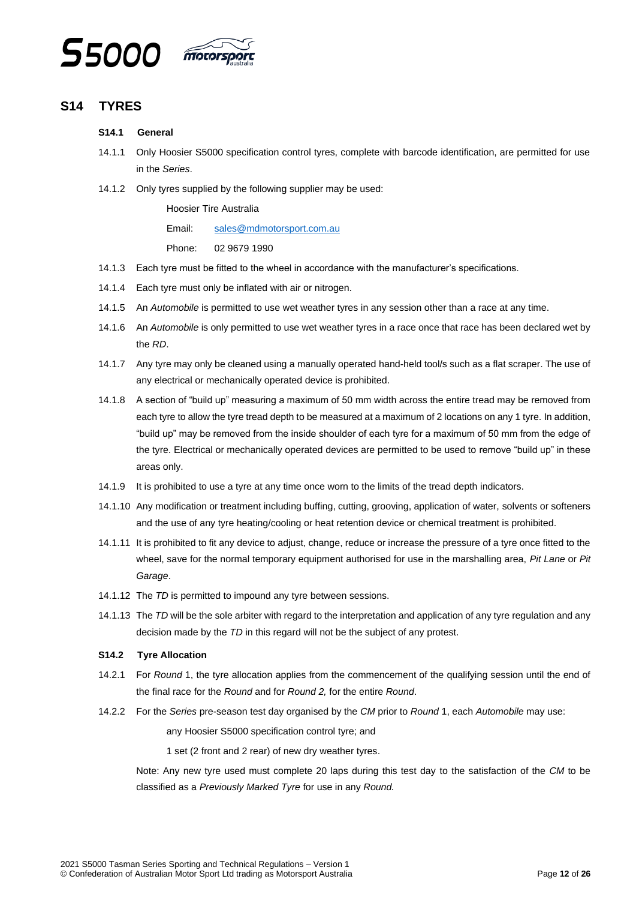## S14 TYRES

### S14.1 General

14.1.1 Only Hoosier S5000 specification control tyres, complete with barcode identification, are permitted for use in the *Series*.

14.1.2 Only tyres supplied by the following supplier may be used:

Hoosier Tire Australia

Email: sales@mdmotorsport.com.au

Phone: 02 9679 1990

14.1.3 Each tyre must be fitted to the wheel in accordance with the manufacturer's specifications.

14.1.4 Each tyre must only be inflated with air or nitrogen.

14.1.5 An *Automobile* is permitted to use wet weather tyres in any session other than a race at any time.

14.1.6 An *Automobile* is only permitted to use wet weather tyres in a race once that race has been declared wet by the *RD*.

14.1.7 Any tyre may only be cleaned using a manually operated hand-held tool/s such as a flat scraper. The use of any electrical or mechanically operated device is prohibited.

14.1.8 A section of "build up" measuring a maximum of 50 mm width across the entire tread may be removed from each tyre to allow the tyre tread depth to be measured at a maximum of 2 locations on any 1 tyre. In addition, "build up" may be removed from the inside shoulder of each tyre for a maximum of 50 mm from the edge of the tyre. Electrical or mechanically operated devices are permitted to be used to remove "build up" in these areas only.

14.1.9 It is prohibited to use a tyre at any time once worn to the limits of the tread depth indicators.

14.1.10 Any modification or treatment including buffing, cutting, grooving, application of water, solvents or softeners and the use of any tyre heating/cooling or heat retention device or chemical treatment is prohibited.

14.1.11 It is prohibited to fit any device to adjust, change, reduce or increase the pressure of a tyre once fitted to the wheel, save for the normal temporary equipment authorised for use in the marshalling area, *Pit Lane* or *Pit Garage*.

14.1.12 The *TD* is permitted to impound any tyre between sessions.

14.1.13 The *TD* will be the sole arbiter with regard to the interpretation and application of any tyre regulation and any decision made by the *TD* in this regard will not be the subject of any protest.

### S14.2 Tyre Allocation

14.2.1 For *Round* 1, the tyre allocation applies from the commencement of the qualifying session until the end of the final race for the *Round* and for *Round 2,* for the entire *Round*.

14.2.2 For the *Series* pre-season test day organised by the *CM* prior to *Round* 1, each *Automobile* may use:

any Hoosier S5000 specification control tyre; and

1 set (2 front and 2 rear) of new dry weather tyres.

Note: Any new tyre used must complete 20 laps during this test day to the satisfaction of the *CM* to be classified as a *Previously Marked Tyre* for use in any *Round.*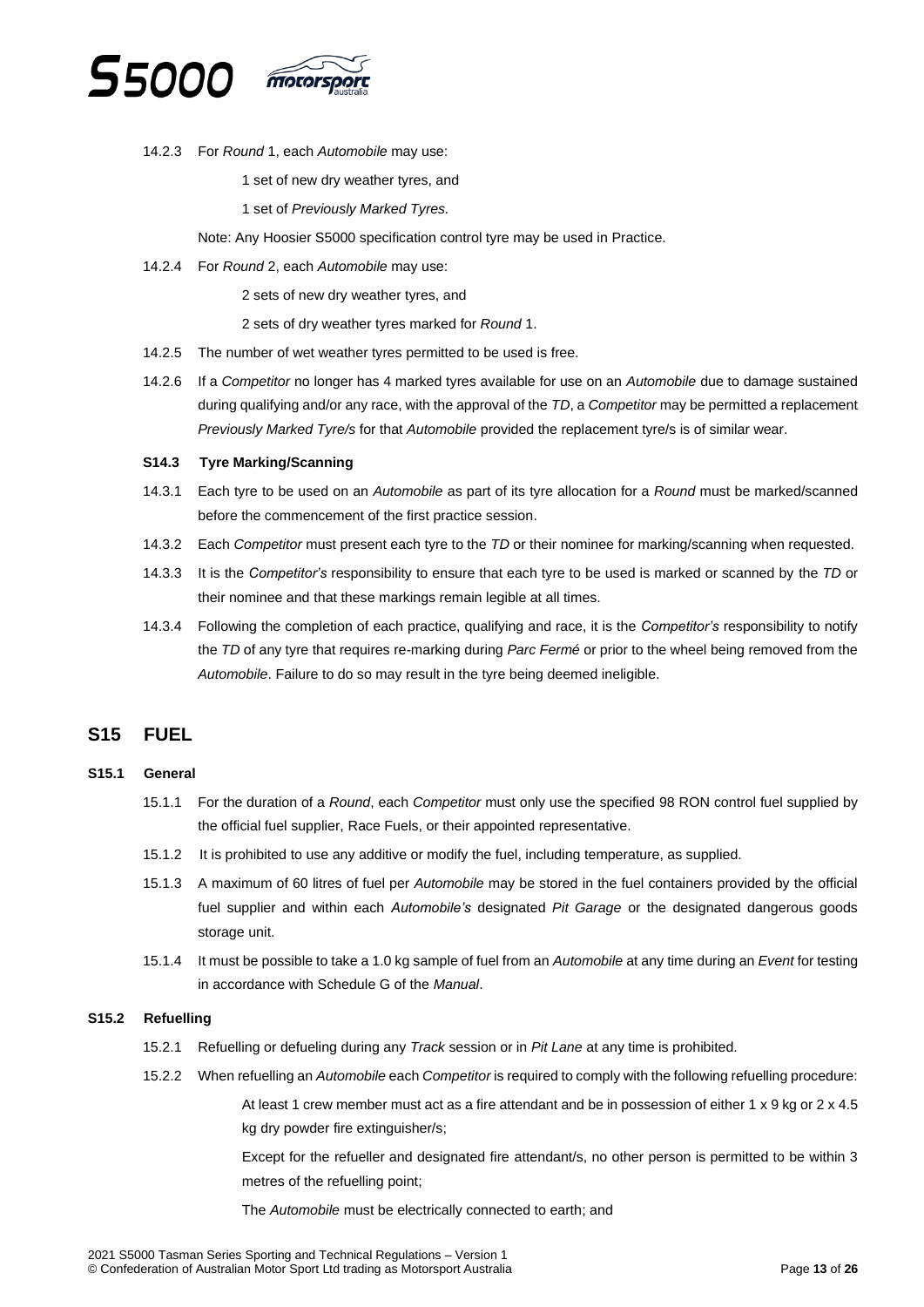14.2.3 For *Round* 1, each *Automobile* may use:

1 set of new dry weather tyres, and

1 set of *Previously Marked Tyres.*

Note: Any Hoosier S5000 specification control tyre may be used in Practice.

14.2.4 For *Round* 2, each *Automobile* may use:

2 sets of new dry weather tyres, and

2 sets of dry weather tyres marked for *Round* 1.

14.2.5 The number of wet weather tyres permitted to be used is free.

14.2.6 If a *Competitor* no longer has 4 marked tyres available for use on an *Automobile* due to damage sustained during qualifying and/or any race, with the approval of the *TD*, a *Competitor* may be permitted a replacement *Previously Marked Tyre/s* for that *Automobile* provided the replacement tyre/s is of similar wear.

### S14.3 Tyre Marking/Scanning

14.3.1 Each tyre to be used on an *Automobile* as part of its tyre allocation for a *Round* must be marked/scanned before the commencement of the first practice session.

14.3.2 Each *Competitor* must present each tyre to the *TD* or their nominee for marking/scanning when requested.

14.3.3 It is the *Competitor's* responsibility to ensure that each tyre to be used is marked or scanned by the *TD* or their nominee and that these markings remain legible at all times.

14.3.4 Following the completion of each practice, qualifying and race, it is the *Competitor's* responsibility to notify the *TD* of any tyre that requires re-marking during *Parc Fermé* or prior to the wheel being removed from the *Automobile*. Failure to do so may result in the tyre being deemed ineligible.

## S15 FUEL

### S15.1 General

15.1.1 For the duration of a *Round*, each *Competitor* must only use the specified 98 RON control fuel supplied by the official fuel supplier, Race Fuels, or their appointed representative.

15.1.2 It is prohibited to use any additive or modify the fuel, including temperature, as supplied.

15.1.3 A maximum of 60 litres of fuel per *Automobile* may be stored in the fuel containers provided by the official fuel supplier and within each *Automobile's* designated *Pit Garage* or the designated dangerous goods storage unit.

15.1.4 It must be possible to take a 1.0 kg sample of fuel from an *Automobile* at any time during an *Event* for testing in accordance with Schedule G of the *Manual*.

### S15.2 Refuelling

15.2.1 Refuelling or defueling during any *Track* session or in *Pit Lane* at any time is prohibited.

15.2.2 When refuelling an *Automobile* each *Competitor* is required to comply with the following refuelling procedure:

At least 1 crew member must act as a fire attendant and be in possession of either 1 x 9 kg or 2 x 4.5 kg dry powder fire extinguisher/s;

Except for the refueller and designated fire attendant/s, no other person is permitted to be within 3 metres of the refuelling point;

The *Automobile* must be electrically connected to earth; and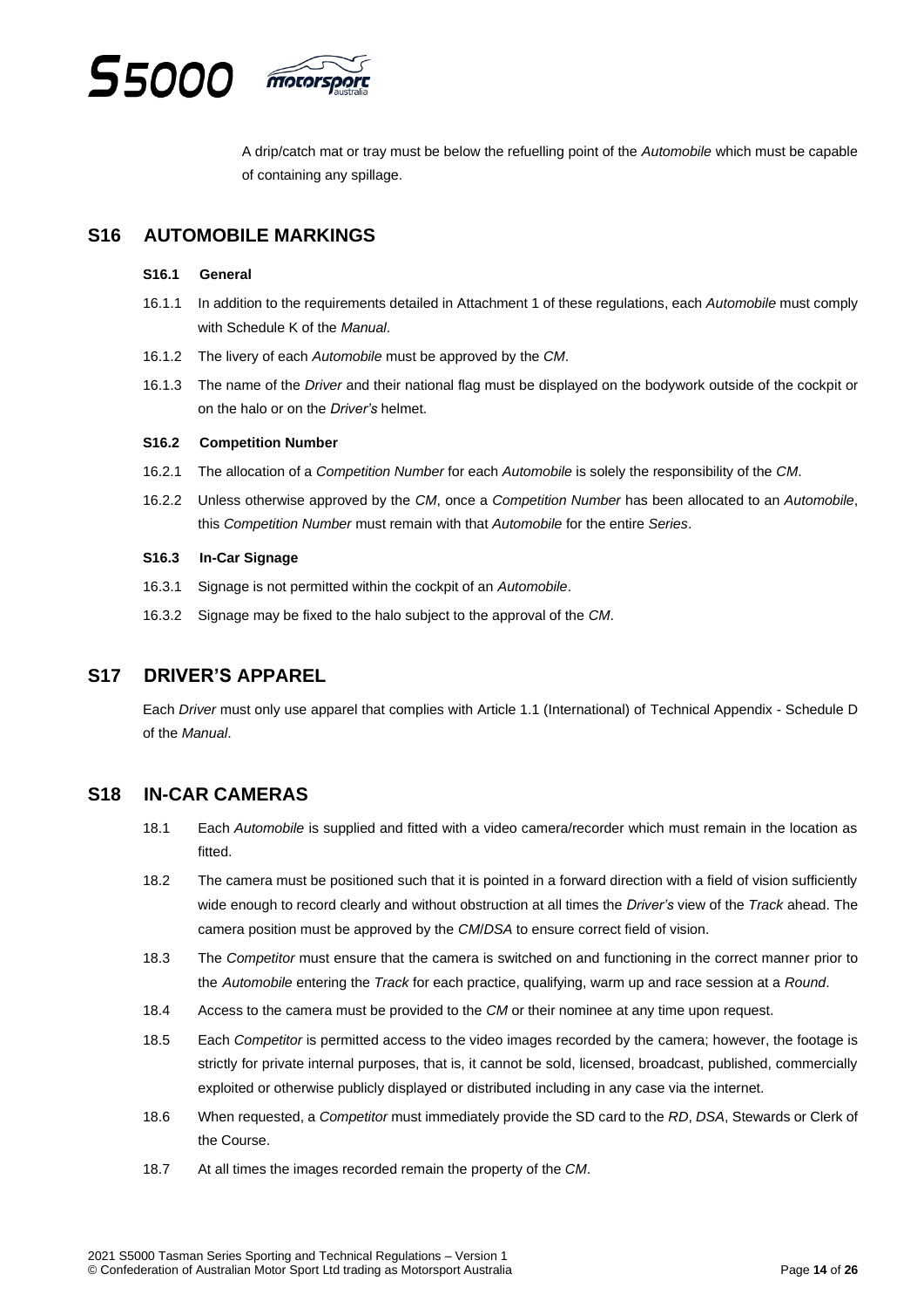A drip/catch mat or tray must be below the refuelling point of the *Automobile* which must be capable of containing any spillage.

## S16 AUTOMOBILE MARKINGS

### S16.1 General

16.1.1 In addition to the requirements detailed in Attachment 1 of these regulations, each *Automobile* must comply with Schedule K of the *Manual*.

16.1.2 The livery of each *Automobile* must be approved by the *CM*.

16.1.3 The name of the *Driver* and their national flag must be displayed on the bodywork outside of the cockpit or on the halo or on the *Driver's* helmet.

### S16.2 Competition Number

16.2.1 The allocation of a *Competition Number* for each *Automobile* is solely the responsibility of the *CM*.

16.2.2 Unless otherwise approved by the *CM*, once a *Competition Number* has been allocated to an *Automobile*, this *Competition Number* must remain with that *Automobile* for the entire *Series*.

### S16.3 In-Car Signage

16.3.1 Signage is not permitted within the cockpit of an *Automobile*.

16.3.2 Signage may be fixed to the halo subject to the approval of the *CM*.

## S17 DRIVER'S APPAREL

Each *Driver* must only use apparel that complies with Article 1.1 (International) of Technical Appendix - Schedule D of the *Manual*.

## S18 IN-CAR CAMERAS

18.1 Each *Automobile* is supplied and fitted with a video camera/recorder which must remain in the location as fitted.

18.2 The camera must be positioned such that it is pointed in a forward direction with a field of vision sufficiently wide enough to record clearly and without obstruction at all times the *Driver's* view of the *Track* ahead. The camera position must be approved by the *CM*/*DSA* to ensure correct field of vision.

18.3 The *Competitor* must ensure that the camera is switched on and functioning in the correct manner prior to the *Automobile* entering the *Track* for each practice, qualifying, warm up and race session at a *Round*.

18.4 Access to the camera must be provided to the *CM* or their nominee at any time upon request.

18.5 Each *Competitor* is permitted access to the video images recorded by the camera; however, the footage is strictly for private internal purposes, that is, it cannot be sold, licensed, broadcast, published, commercially exploited or otherwise publicly displayed or distributed including in any case via the internet.

18.6 When requested, a *Competitor* must immediately provide the SD card to the *RD*, *DSA*, Stewards or Clerk of the Course.

18.7 At all times the images recorded remain the property of the *CM*.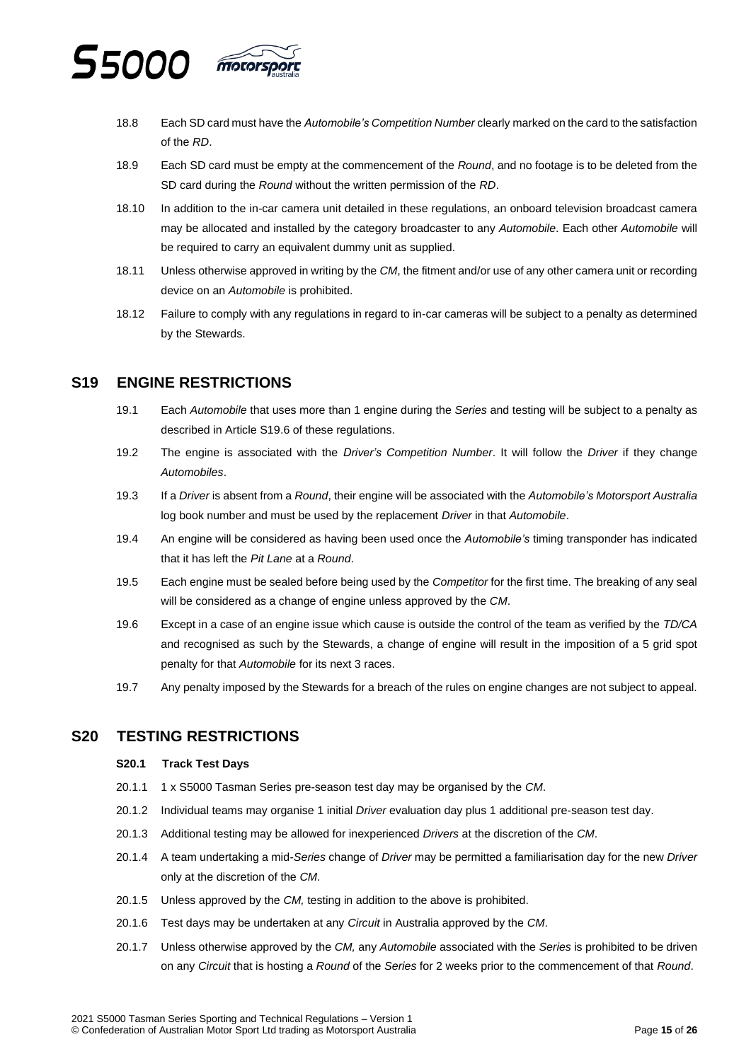18.8 Each SD card must have the *Automobile's Competition Number* clearly marked on the card to the satisfaction of the *RD*.

18.9 Each SD card must be empty at the commencement of the *Round*, and no footage is to be deleted from the SD card during the *Round* without the written permission of the *RD*.

18.10 In addition to the in-car camera unit detailed in these regulations, an onboard television broadcast camera may be allocated and installed by the category broadcaster to any *Automobile*. Each other *Automobile* will be required to carry an equivalent dummy unit as supplied.

18.11 Unless otherwise approved in writing by the *CM*, the fitment and/or use of any other camera unit or recording device on an *Automobile* is prohibited.

18.12 Failure to comply with any regulations in regard to in-car cameras will be subject to a penalty as determined by the Stewards.

## S19 ENGINE RESTRICTIONS

19.1 Each *Automobile* that uses more than 1 engine during the *Series* and testing will be subject to a penalty as described in Article S19.6 of these regulations.

19.2 The engine is associated with the *Driver's Competition Number*. It will follow the *Driver* if they change *Automobiles*.

19.3 If a *Driver* is absent from a *Round*, their engine will be associated with the *Automobile's Motorsport Australia* log book number and must be used by the replacement *Driver* in that *Automobile*.

19.4 An engine will be considered as having been used once the *Automobile's* timing transponder has indicated that it has left the *Pit Lane* at a *Round*.

19.5 Each engine must be sealed before being used by the *Competitor* for the first time. The breaking of any seal will be considered as a change of engine unless approved by the *CM*.

19.6 Except in a case of an engine issue which cause is outside the control of the team as verified by the *TD/CA* and recognised as such by the Stewards, a change of engine will result in the imposition of a 5 grid spot penalty for that *Automobile* for its next 3 races.

19.7 Any penalty imposed by the Stewards for a breach of the rules on engine changes are not subject to appeal.

## S20 TESTING RESTRICTIONS

### S20.1 Track Test Days

20.1.1 1 x S5000 Tasman Series pre-season test day may be organised by the *CM*.

20.1.2 Individual teams may organise 1 initial *Driver* evaluation day plus 1 additional pre-season test day.

20.1.3 Additional testing may be allowed for inexperienced *Drivers* at the discretion of the *CM*.

20.1.4 A team undertaking a mid-*Series* change of *Driver* may be permitted a familiarisation day for the new *Driver* only at the discretion of the *CM*.

20.1.5 Unless approved by the *CM,* testing in addition to the above is prohibited.

20.1.6 Test days may be undertaken at any *Circuit* in Australia approved by the *CM*.

20.1.7 Unless otherwise approved by the *CM,* any *Automobile* associated with the *Series* is prohibited to be driven on any *Circuit* that is hosting a *Round* of the *Series* for 2 weeks prior to the commencement of that *Round*.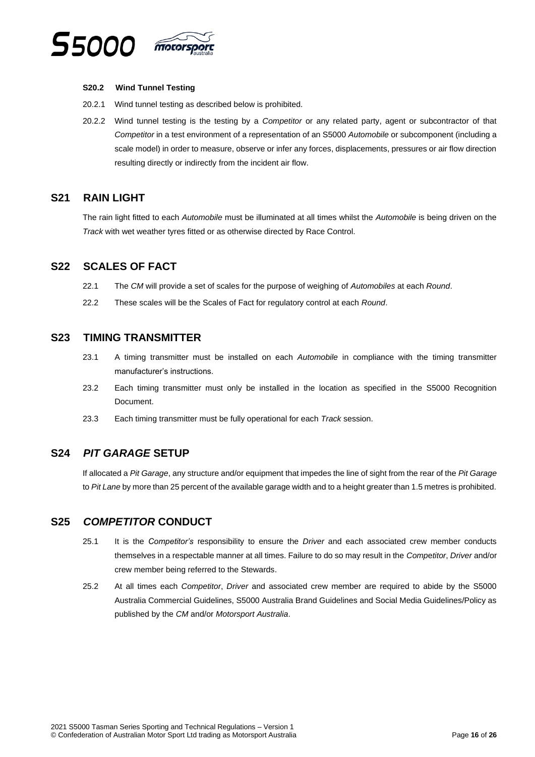#### S20.2 Wind Tunnel Testing

20.2.1 Wind tunnel testing as described below is prohibited.

20.2.2 Wind tunnel testing is the testing by a *Competitor* or any related party, agent or subcontractor of that *Competitor* in a test environment of a representation of an S5000 *Automobile* or subcomponent (including a scale model) in order to measure, observe or infer any forces, displacements, pressures or air flow direction resulting directly or indirectly from the incident air flow.

## S21 RAIN LIGHT

The rain light fitted to each *Automobile* must be illuminated at all times whilst the *Automobile* is being driven on the *Track* with wet weather tyres fitted or as otherwise directed by Race Control.

## S22 SCALES OF FACT

22.1 The *CM* will provide a set of scales for the purpose of weighing of *Automobiles* at each *Round*.

22.2 These scales will be the Scales of Fact for regulatory control at each *Round*.

## S23 TIMING TRANSMITTER

23.1 A timing transmitter must be installed on each *Automobile* in compliance with the timing transmitter manufacturer's instructions.

23.2 Each timing transmitter must only be installed in the location as specified in the S5000 Recognition Document.

23.3 Each timing transmitter must be fully operational for each *Track* session.

## S24 *PIT GARAGE* SETUP

If allocated a *Pit Garage*, any structure and/or equipment that impedes the line of sight from the rear of the *Pit Garage* to *Pit Lane* by more than 25 percent of the available garage width and to a height greater than 1.5 metres is prohibited.

## S25 *COMPETITOR* CONDUCT

25.1 It is the *Competitor's* responsibility to ensure the *Driver* and each associated crew member conducts themselves in a respectable manner at all times. Failure to do so may result in the *Competitor*, *Driver* and/or crew member being referred to the Stewards.

25.2 At all times each *Competitor*, *Driver* and associated crew member are required to abide by the S5000 Australia Commercial Guidelines, S5000 Australia Brand Guidelines and Social Media Guidelines/Policy as published by the *CM* and/or *Motorsport Australia*.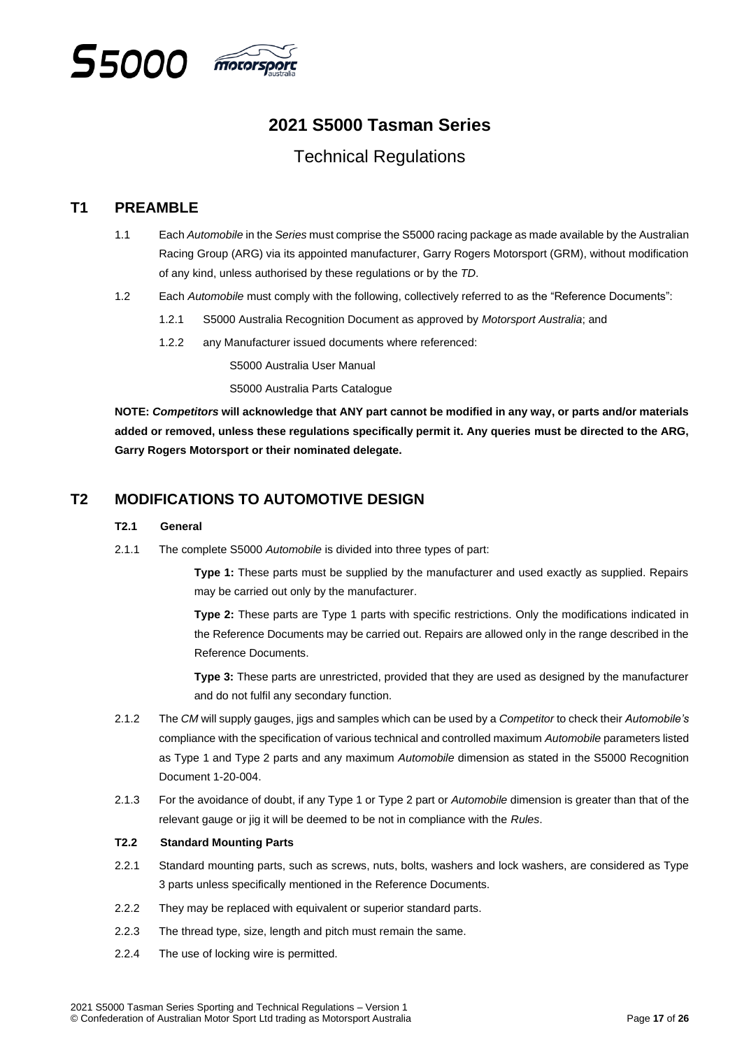# 2021 S5000 Tasman Series

## Technical Regulations

## T1 PREAMBLE

1.1 Each *Automobile* in the *Series* must comprise the S5000 racing package as made available by the Australian Racing Group (ARG) via its appointed manufacturer, Garry Rogers Motorsport (GRM), without modification of any kind, unless authorised by these regulations or by the *TD*.

1.2 Each *Automobile* must comply with the following, collectively referred to as the "Reference Documents":

1.2.1 S5000 Australia Recognition Document as approved by *Motorsport Australia*; and

1.2.2 any Manufacturer issued documents where referenced:

S5000 Australia User Manual

S5000 Australia Parts Catalogue

**NOTE: *Competitors* will acknowledge that ANY part cannot be modified in any way, or parts and/or materials added or removed, unless these regulations specifically permit it. Any queries must be directed to the ARG, Garry Rogers Motorsport or their nominated delegate.**

## T2 MODIFICATIONS TO AUTOMOTIVE DESIGN

### T2.1 General

2.1.1 The complete S5000 *Automobile* is divided into three types of part:

**Type 1:** These parts must be supplied by the manufacturer and used exactly as supplied. Repairs may be carried out only by the manufacturer.

**Type 2:** These parts are Type 1 parts with specific restrictions. Only the modifications indicated in the Reference Documents may be carried out. Repairs are allowed only in the range described in the Reference Documents.

**Type 3:** These parts are unrestricted, provided that they are used as designed by the manufacturer and do not fulfil any secondary function.

2.1.2 The *CM* will supply gauges, jigs and samples which can be used by a *Competitor* to check their *Automobile's* compliance with the specification of various technical and controlled maximum *Automobile* parameters listed as Type 1 and Type 2 parts and any maximum *Automobile* dimension as stated in the S5000 Recognition Document 1-20-004.

2.1.3 For the avoidance of doubt, if any Type 1 or Type 2 part or *Automobile* dimension is greater than that of the relevant gauge or jig it will be deemed to be not in compliance with the *Rules*.

### T2.2 Standard Mounting Parts

2.2.1 Standard mounting parts, such as screws, nuts, bolts, washers and lock washers, are considered as Type 3 parts unless specifically mentioned in the Reference Documents.

2.2.2 They may be replaced with equivalent or superior standard parts.

2.2.3 The thread type, size, length and pitch must remain the same.

2.2.4 The use of locking wire is permitted.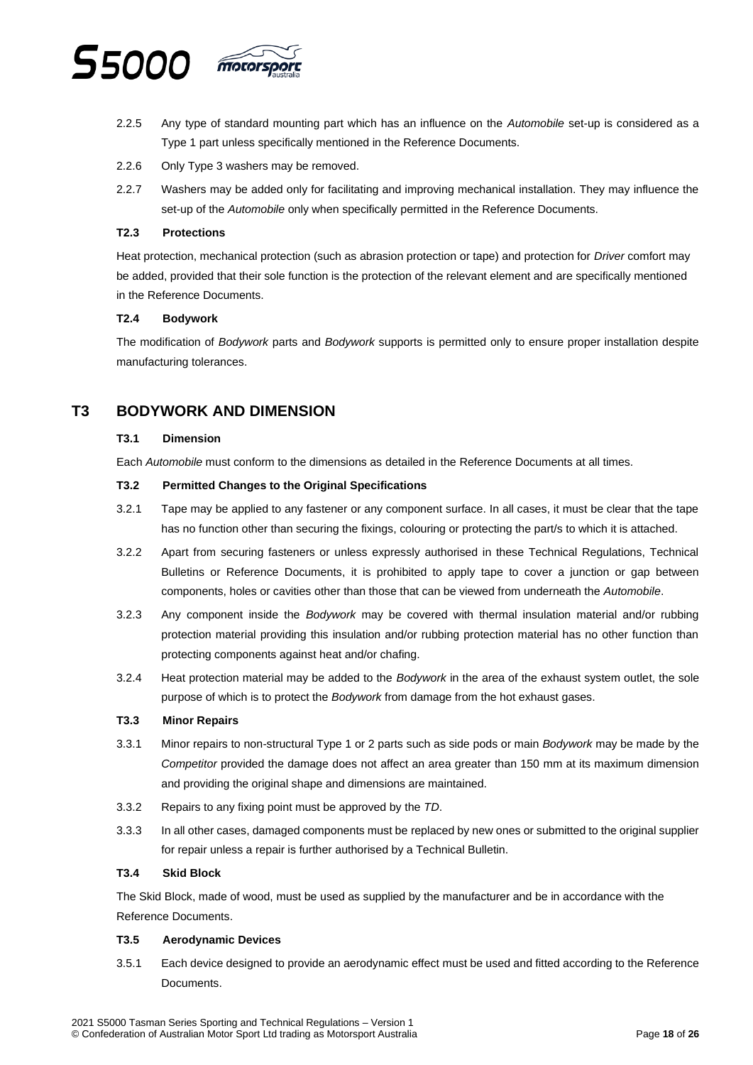2.2.5 Any type of standard mounting part which has an influence on the *Automobile* set-up is considered as a Type 1 part unless specifically mentioned in the Reference Documents.

2.2.6 Only Type 3 washers may be removed.

2.2.7 Washers may be added only for facilitating and improving mechanical installation. They may influence the set-up of the *Automobile* only when specifically permitted in the Reference Documents.

**T2.3 Protections**

Heat protection, mechanical protection (such as abrasion protection or tape) and protection for *Driver* comfort may be added, provided that their sole function is the protection of the relevant element and are specifically mentioned in the Reference Documents.

**T2.4 Bodywork**

The modification of *Bodywork* parts and *Bodywork* supports is permitted only to ensure proper installation despite manufacturing tolerances.

## T3 BODYWORK AND DIMENSION

**T3.1 Dimension**

Each *Automobile* must conform to the dimensions as detailed in the Reference Documents at all times.

**T3.2 Permitted Changes to the Original Specifications**

3.2.1 Tape may be applied to any fastener or any component surface. In all cases, it must be clear that the tape has no function other than securing the fixings, colouring or protecting the part/s to which it is attached.

3.2.2 Apart from securing fasteners or unless expressly authorised in these Technical Regulations, Technical Bulletins or Reference Documents, it is prohibited to apply tape to cover a junction or gap between components, holes or cavities other than those that can be viewed from underneath the *Automobile*.

3.2.3 Any component inside the *Bodywork* may be covered with thermal insulation material and/or rubbing protection material providing this insulation and/or rubbing protection material has no other function than protecting components against heat and/or chafing.

3.2.4 Heat protection material may be added to the *Bodywork* in the area of the exhaust system outlet, the sole purpose of which is to protect the *Bodywork* from damage from the hot exhaust gases.

**T3.3 Minor Repairs**

3.3.1 Minor repairs to non-structural Type 1 or 2 parts such as side pods or main *Bodywork* may be made by the *Competitor* provided the damage does not affect an area greater than 150 mm at its maximum dimension and providing the original shape and dimensions are maintained.

3.3.2 Repairs to any fixing point must be approved by the *TD*.

3.3.3 In all other cases, damaged components must be replaced by new ones or submitted to the original supplier for repair unless a repair is further authorised by a Technical Bulletin.

**T3.4 Skid Block**

The Skid Block, made of wood, must be used as supplied by the manufacturer and be in accordance with the Reference Documents.

**T3.5 Aerodynamic Devices**

3.5.1 Each device designed to provide an aerodynamic effect must be used and fitted according to the Reference Documents.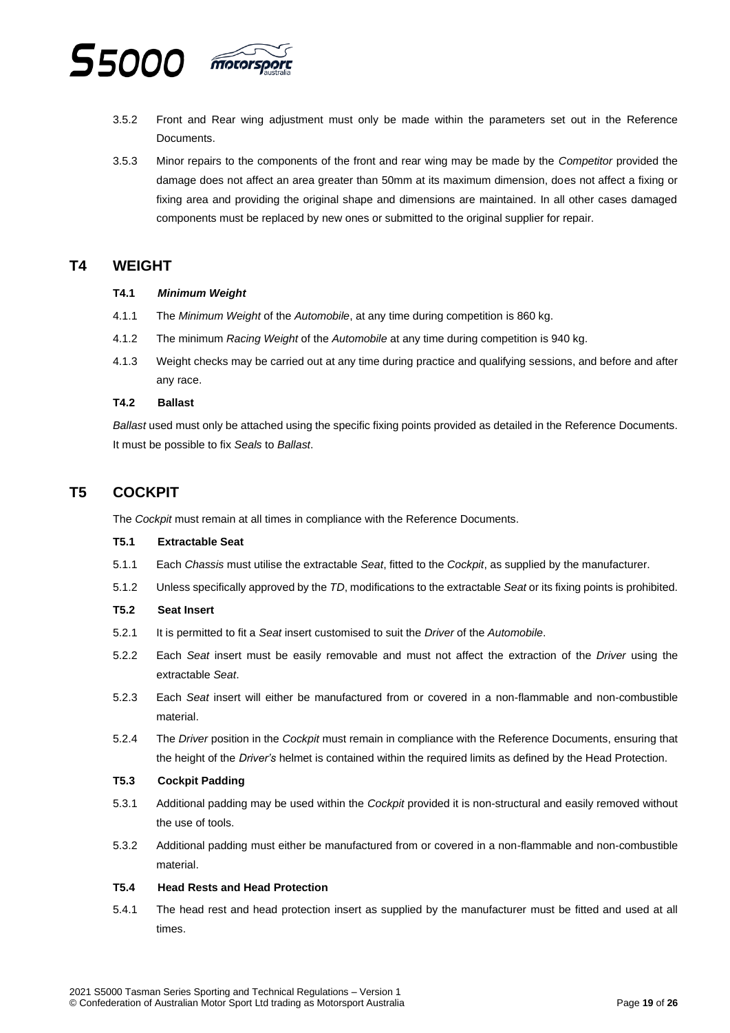3.5.2 Front and Rear wing adjustment must only be made within the parameters set out in the Reference Documents.

3.5.3 Minor repairs to the components of the front and rear wing may be made by the *Competitor* provided the damage does not affect an area greater than 50mm at its maximum dimension, does not affect a fixing or fixing area and providing the original shape and dimensions are maintained. In all other cases damaged components must be replaced by new ones or submitted to the original supplier for repair.

## T4 WEIGHT

### T4.1 *Minimum Weight*

4.1.1 The *Minimum Weight* of the *Automobile*, at any time during competition is 860 kg.

4.1.2 The minimum *Racing Weight* of the *Automobile* at any time during competition is 940 kg.

4.1.3 Weight checks may be carried out at any time during practice and qualifying sessions, and before and after any race.

### T4.2 Ballast

*Ballast* used must only be attached using the specific fixing points provided as detailed in the Reference Documents. It must be possible to fix *Seals* to *Ballast*.

## T5 COCKPIT

The *Cockpit* must remain at all times in compliance with the Reference Documents.

### T5.1 Extractable Seat

5.1.1 Each *Chassis* must utilise the extractable *Seat*, fitted to the *Cockpit*, as supplied by the manufacturer.

5.1.2 Unless specifically approved by the *TD*, modifications to the extractable *Seat* or its fixing points is prohibited.

### T5.2 Seat Insert

5.2.1 It is permitted to fit a *Seat* insert customised to suit the *Driver* of the *Automobile*.

5.2.2 Each *Seat* insert must be easily removable and must not affect the extraction of the *Driver* using the extractable *Seat*.

5.2.3 Each *Seat* insert will either be manufactured from or covered in a non-flammable and non-combustible material.

5.2.4 The *Driver* position in the *Cockpit* must remain in compliance with the Reference Documents, ensuring that the height of the *Driver's* helmet is contained within the required limits as defined by the Head Protection.

### T5.3 Cockpit Padding

5.3.1 Additional padding may be used within the *Cockpit* provided it is non-structural and easily removed without the use of tools.

5.3.2 Additional padding must either be manufactured from or covered in a non-flammable and non-combustible material.

### T5.4 Head Rests and Head Protection

5.4.1 The head rest and head protection insert as supplied by the manufacturer must be fitted and used at all times.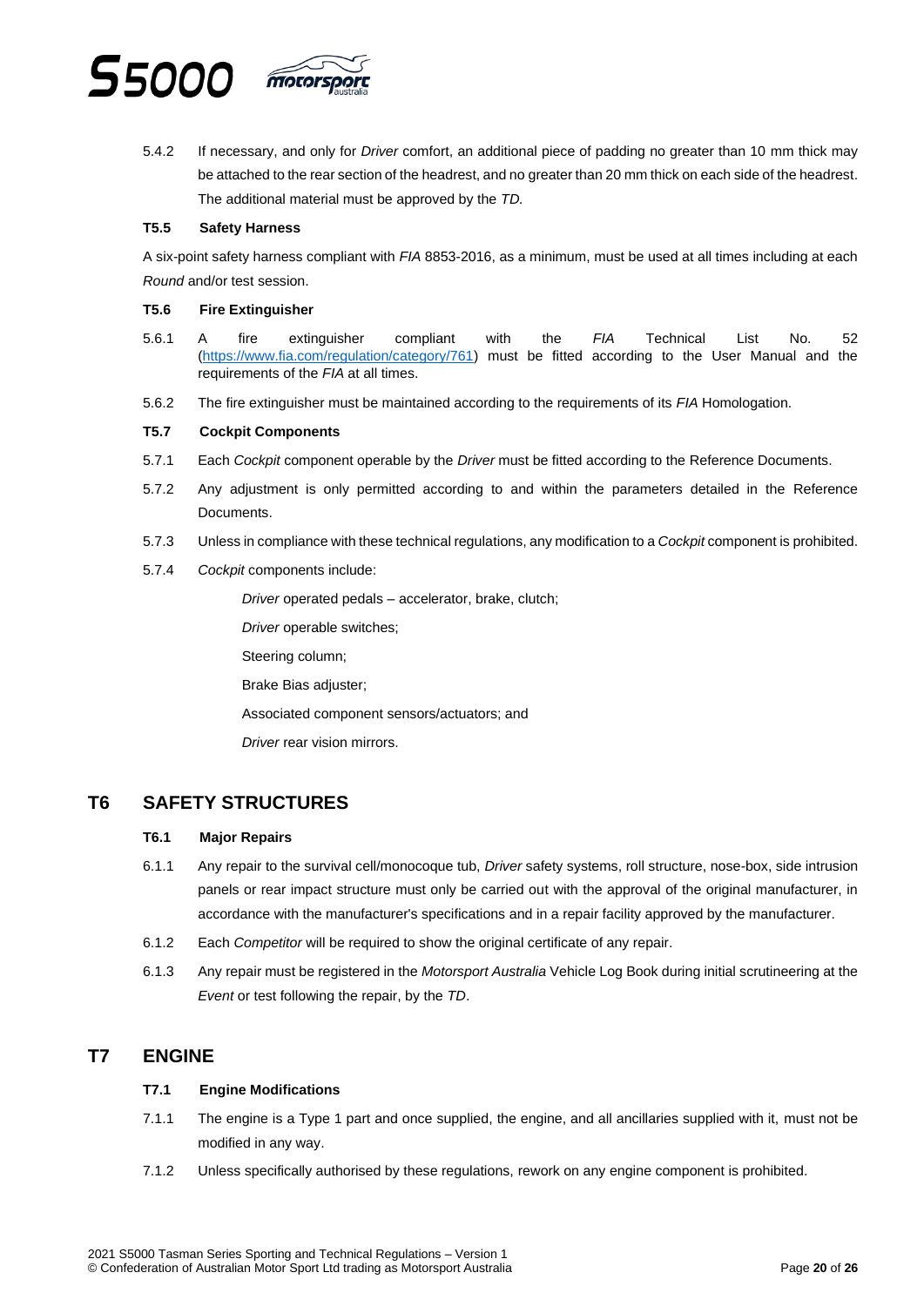5.4.2 If necessary, and only for *Driver* comfort, an additional piece of padding no greater than 10 mm thick may be attached to the rear section of the headrest, and no greater than 20 mm thick on each side of the headrest. The additional material must be approved by the *TD.*

### T5.5 Safety Harness

A six-point safety harness compliant with *FIA* 8853-2016, as a minimum, must be used at all times including at each *Round* and/or test session.

### T5.6 Fire Extinguisher

5.6.1 A fire extinguisher compliant with the *FIA* Technical List No. 52 (https://www.fia.com/regulation/category/761) must be fitted according to the User Manual and the requirements of the *FIA* at all times.

5.6.2 The fire extinguisher must be maintained according to the requirements of its *FIA* Homologation.

### T5.7 Cockpit Components

5.7.1 Each *Cockpit* component operable by the *Driver* must be fitted according to the Reference Documents.

5.7.2 Any adjustment is only permitted according to and within the parameters detailed in the Reference Documents.

5.7.3 Unless in compliance with these technical regulations, any modification to a *Cockpit* component is prohibited.

5.7.4 *Cockpit* components include:

*Driver* operated pedals – accelerator, brake, clutch;

*Driver* operable switches;

Steering column;

Brake Bias adjuster;

Associated component sensors/actuators; and

*Driver* rear vision mirrors.

## T6 SAFETY STRUCTURES

### T6.1 Major Repairs

6.1.1 Any repair to the survival cell/monocoque tub, *Driver* safety systems, roll structure, nose-box, side intrusion panels or rear impact structure must only be carried out with the approval of the original manufacturer, in accordance with the manufacturer's specifications and in a repair facility approved by the manufacturer.

6.1.2 Each *Competitor* will be required to show the original certificate of any repair.

6.1.3 Any repair must be registered in the *Motorsport Australia* Vehicle Log Book during initial scrutineering at the *Event* or test following the repair, by the *TD*.

## T7 ENGINE

### T7.1 Engine Modifications

7.1.1 The engine is a Type 1 part and once supplied, the engine, and all ancillaries supplied with it, must not be modified in any way.

7.1.2 Unless specifically authorised by these regulations, rework on any engine component is prohibited.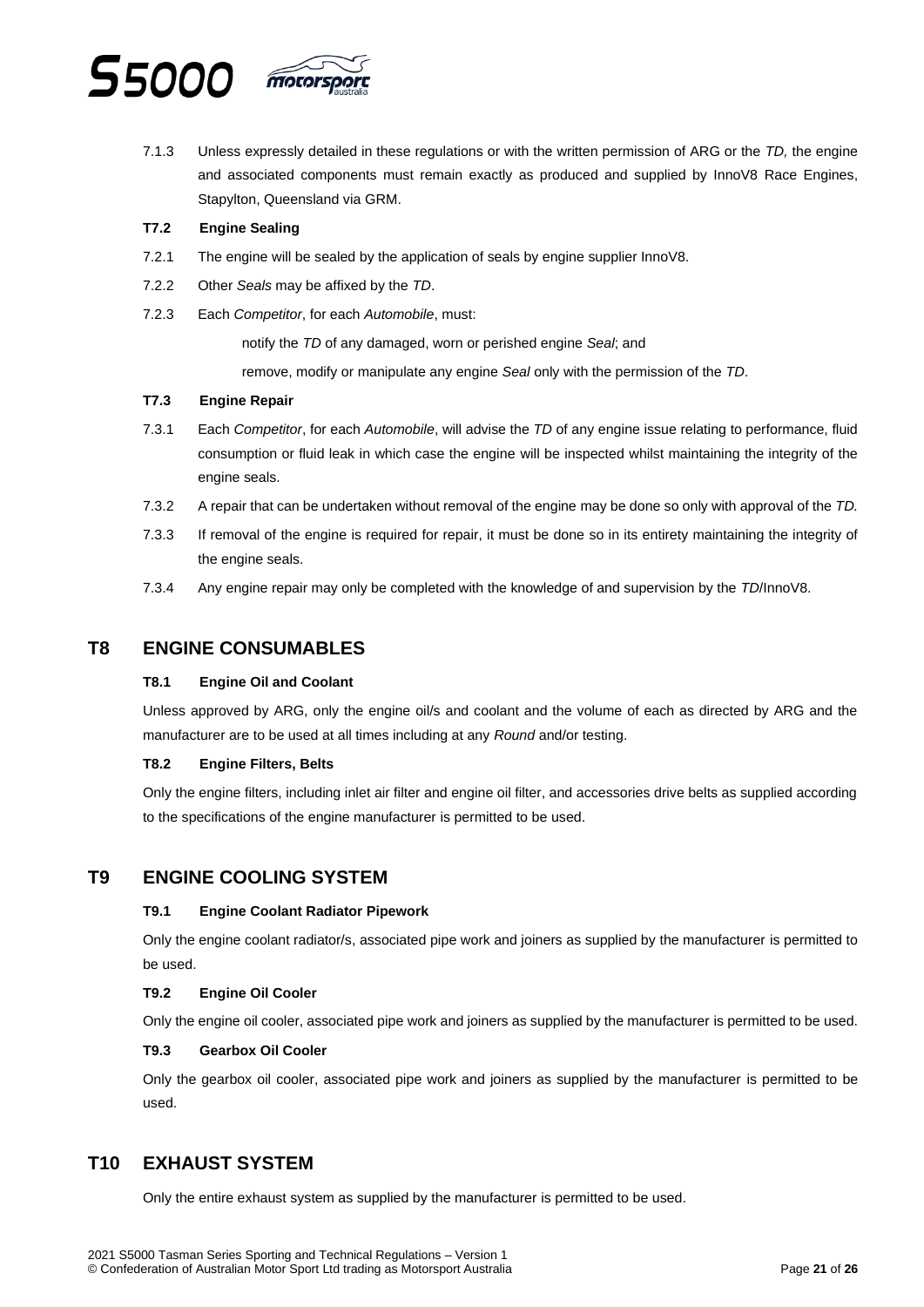7.1.3 Unless expressly detailed in these regulations or with the written permission of ARG or the *TD,* the engine and associated components must remain exactly as produced and supplied by InnoV8 Race Engines, Stapylton, Queensland via GRM.

### T7.2 Engine Sealing

7.2.1 The engine will be sealed by the application of seals by engine supplier InnoV8.

7.2.2 Other *Seals* may be affixed by the *TD*.

7.2.3 Each *Competitor*, for each *Automobile*, must:

notify the *TD* of any damaged, worn or perished engine *Seal*; and

remove, modify or manipulate any engine *Seal* only with the permission of the *TD*.

### T7.3 Engine Repair

7.3.1 Each *Competitor*, for each *Automobile*, will advise the *TD* of any engine issue relating to performance, fluid consumption or fluid leak in which case the engine will be inspected whilst maintaining the integrity of the engine seals.

7.3.2 A repair that can be undertaken without removal of the engine may be done so only with approval of the *TD.*

7.3.3 If removal of the engine is required for repair, it must be done so in its entirety maintaining the integrity of the engine seals.

7.3.4 Any engine repair may only be completed with the knowledge of and supervision by the *TD*/InnoV8.

## T8 ENGINE CONSUMABLES

### T8.1 Engine Oil and Coolant

Unless approved by ARG, only the engine oil/s and coolant and the volume of each as directed by ARG and the manufacturer are to be used at all times including at any *Round* and/or testing.

### T8.2 Engine Filters, Belts

Only the engine filters, including inlet air filter and engine oil filter, and accessories drive belts as supplied according to the specifications of the engine manufacturer is permitted to be used.

## T9 ENGINE COOLING SYSTEM

### T9.1 Engine Coolant Radiator Pipework

Only the engine coolant radiator/s, associated pipe work and joiners as supplied by the manufacturer is permitted to be used.

### T9.2 Engine Oil Cooler

Only the engine oil cooler, associated pipe work and joiners as supplied by the manufacturer is permitted to be used.

### T9.3 Gearbox Oil Cooler

Only the gearbox oil cooler, associated pipe work and joiners as supplied by the manufacturer is permitted to be used.

## T10 EXHAUST SYSTEM

Only the entire exhaust system as supplied by the manufacturer is permitted to be used.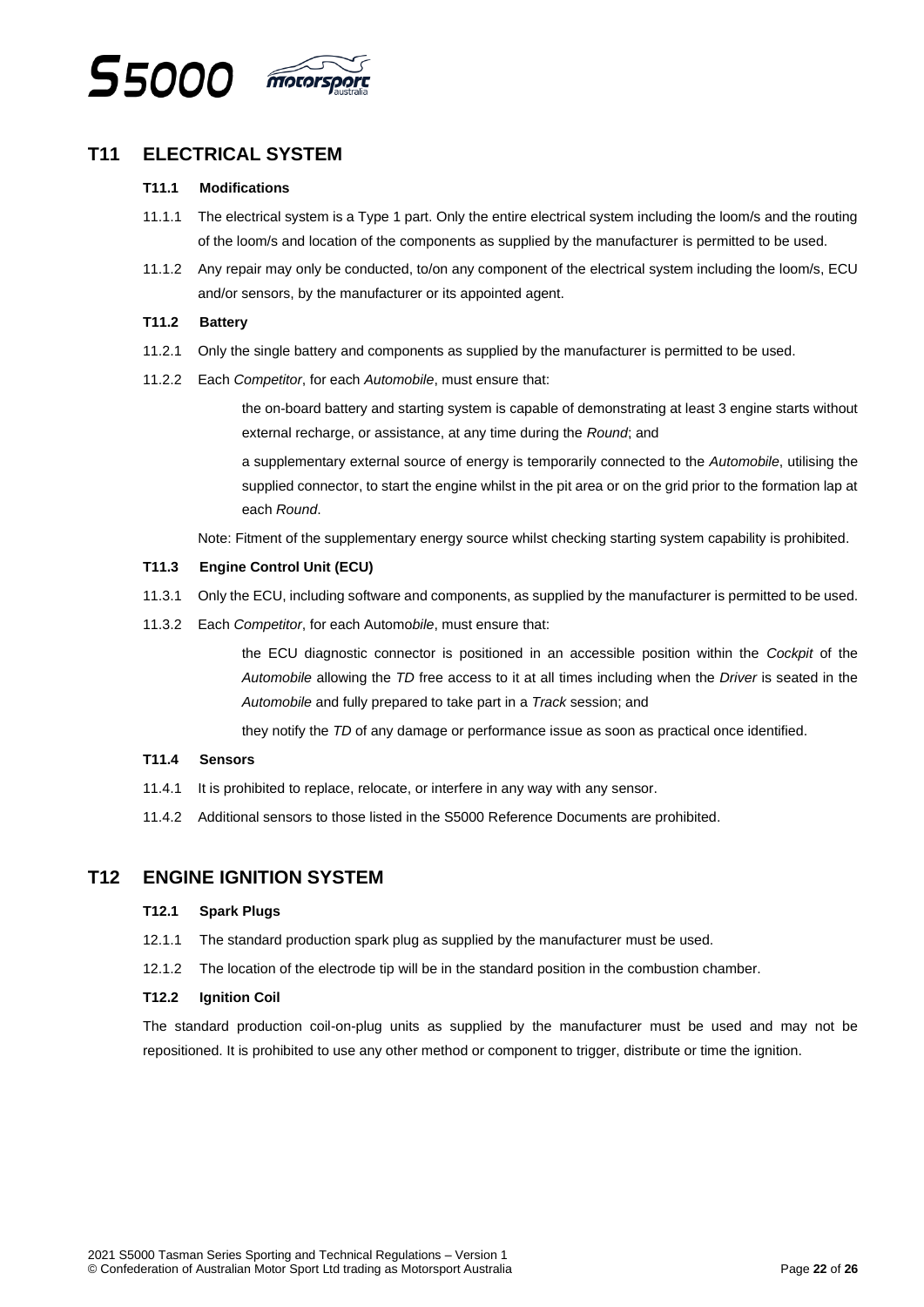## T11 ELECTRICAL SYSTEM

### T11.1 Modifications

11.1.1 The electrical system is a Type 1 part. Only the entire electrical system including the loom/s and the routing of the loom/s and location of the components as supplied by the manufacturer is permitted to be used.

11.1.2 Any repair may only be conducted, to/on any component of the electrical system including the loom/s, ECU and/or sensors, by the manufacturer or its appointed agent.

### T11.2 Battery

11.2.1 Only the single battery and components as supplied by the manufacturer is permitted to be used.

11.2.2 Each *Competitor*, for each *Automobile*, must ensure that:

the on-board battery and starting system is capable of demonstrating at least 3 engine starts without external recharge, or assistance, at any time during the *Round*; and

a supplementary external source of energy is temporarily connected to the *Automobile*, utilising the supplied connector, to start the engine whilst in the pit area or on the grid prior to the formation lap at each *Round*.

Note: Fitment of the supplementary energy source whilst checking starting system capability is prohibited.

### T11.3 Engine Control Unit (ECU)

11.3.1 Only the ECU, including software and components, as supplied by the manufacturer is permitted to be used.

11.3.2 Each *Competitor*, for each Automo*bile*, must ensure that:

the ECU diagnostic connector is positioned in an accessible position within the *Cockpit* of the *Automobile* allowing the *TD* free access to it at all times including when the *Driver* is seated in the *Automobile* and fully prepared to take part in a *Track* session; and

they notify the *TD* of any damage or performance issue as soon as practical once identified.

### T11.4 Sensors

11.4.1 It is prohibited to replace, relocate, or interfere in any way with any sensor.

11.4.2 Additional sensors to those listed in the S5000 Reference Documents are prohibited.

## T12 ENGINE IGNITION SYSTEM

### T12.1 Spark Plugs

12.1.1 The standard production spark plug as supplied by the manufacturer must be used.

12.1.2 The location of the electrode tip will be in the standard position in the combustion chamber.

### T12.2 Ignition Coil

The standard production coil-on-plug units as supplied by the manufacturer must be used and may not be repositioned. It is prohibited to use any other method or component to trigger, distribute or time the ignition.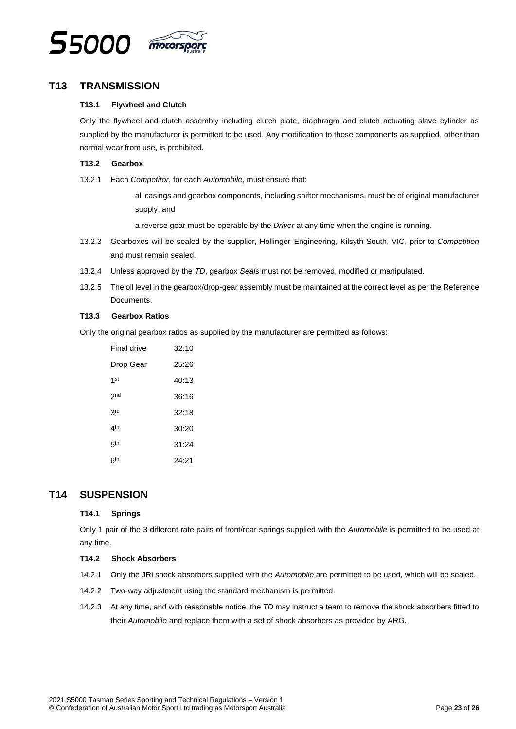## T13 TRANSMISSION

### T13.1 Flywheel and Clutch

Only the flywheel and clutch assembly including clutch plate, diaphragm and clutch actuating slave cylinder as supplied by the manufacturer is permitted to be used. Any modification to these components as supplied, other than normal wear from use, is prohibited.

### T13.2 Gearbox

13.2.1 Each *Competitor*, for each *Automobile*, must ensure that:

all casings and gearbox components, including shifter mechanisms, must be of original manufacturer supply; and

a reverse gear must be operable by the *Driver* at any time when the engine is running.

13.2.3 Gearboxes will be sealed by the supplier, Hollinger Engineering, Kilsyth South, VIC, prior to *Competition* and must remain sealed.

13.2.4 Unless approved by the *TD*, gearbox *Seals* must not be removed, modified or manipulated.

13.2.5 The oil level in the gearbox/drop-gear assembly must be maintained at the correct level as per the Reference Documents.

### T13.3 Gearbox Ratios

Only the original gearbox ratios as supplied by the manufacturer are permitted as follows:

| | |
|---|---|
| Final drive | 32:10 |
| Drop Gear | 25:26 |
| 1st | 40:13 |
| 2nd | 36:16 |
| 3rd | 32:18 |
| 4th | 30:20 |
| 5th | 31:24 |
| 6th | 24:21 |

## T14 SUSPENSION

### T14.1 Springs

Only 1 pair of the 3 different rate pairs of front/rear springs supplied with the *Automobile* is permitted to be used at any time.

### T14.2 Shock Absorbers

14.2.1 Only the JRi shock absorbers supplied with the *Automobile* are permitted to be used, which will be sealed.

14.2.2 Two-way adjustment using the standard mechanism is permitted.

14.2.3 At any time, and with reasonable notice, the *TD* may instruct a team to remove the shock absorbers fitted to their *Automobile* and replace them with a set of shock absorbers as provided by ARG.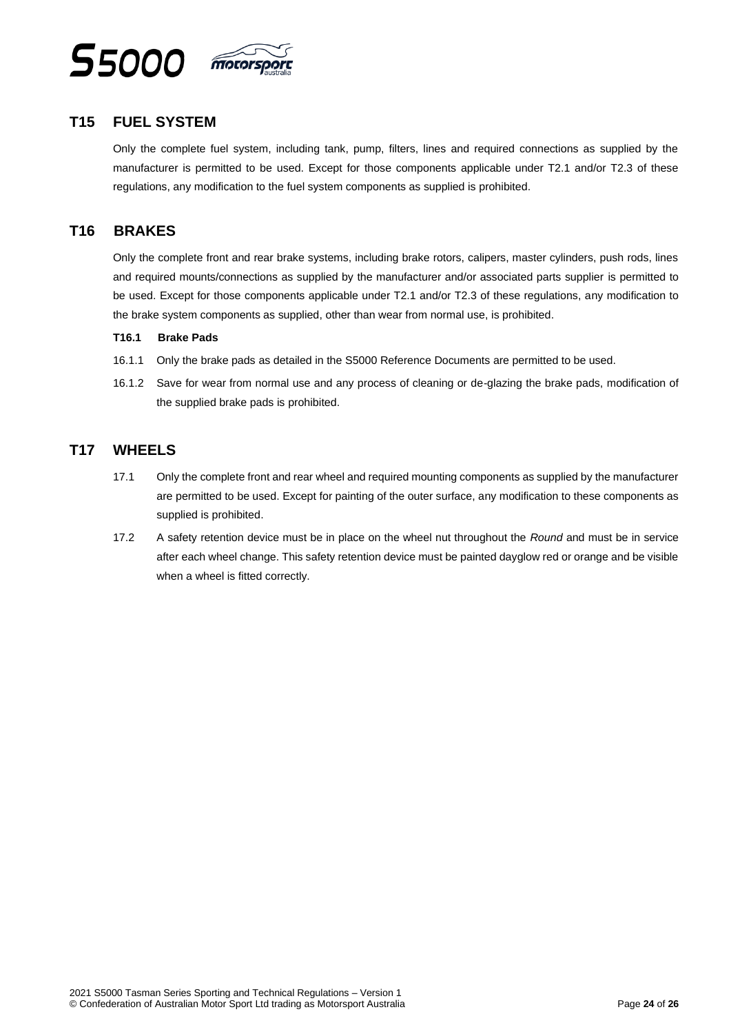## T15 FUEL SYSTEM

Only the complete fuel system, including tank, pump, filters, lines and required connections as supplied by the manufacturer is permitted to be used. Except for those components applicable under T2.1 and/or T2.3 of these regulations, any modification to the fuel system components as supplied is prohibited.

## T16 BRAKES

Only the complete front and rear brake systems, including brake rotors, calipers, master cylinders, push rods, lines and required mounts/connections as supplied by the manufacturer and/or associated parts supplier is permitted to be used. Except for those components applicable under T2.1 and/or T2.3 of these regulations, any modification to the brake system components as supplied, other than wear from normal use, is prohibited.

### T16.1 Brake Pads

16.1.1 Only the brake pads as detailed in the S5000 Reference Documents are permitted to be used.

16.1.2 Save for wear from normal use and any process of cleaning or de-glazing the brake pads, modification of the supplied brake pads is prohibited.

## T17 WHEELS

17.1 Only the complete front and rear wheel and required mounting components as supplied by the manufacturer are permitted to be used. Except for painting of the outer surface, any modification to these components as supplied is prohibited.

17.2 A safety retention device must be in place on the wheel nut throughout the *Round* and must be in service after each wheel change. This safety retention device must be painted dayglow red or orange and be visible when a wheel is fitted correctly.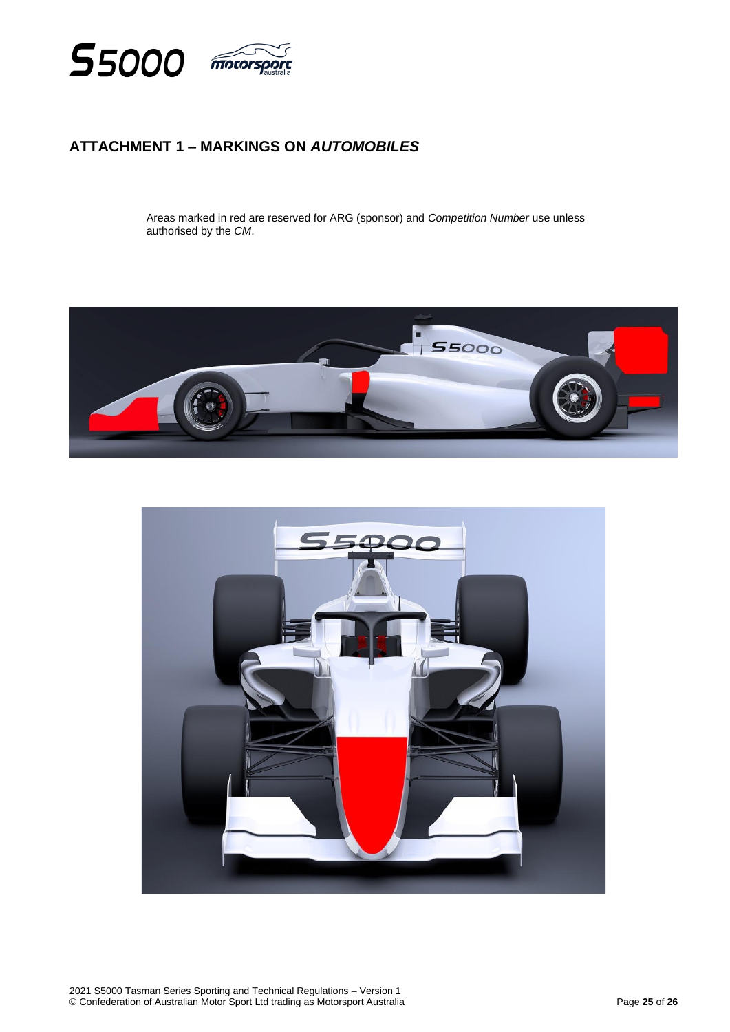## ATTACHMENT 1 – MARKINGS ON *AUTOMOBILES*

Areas marked in red are reserved for ARG (sponsor) and *Competition Number* use unless authorised by the *CM*.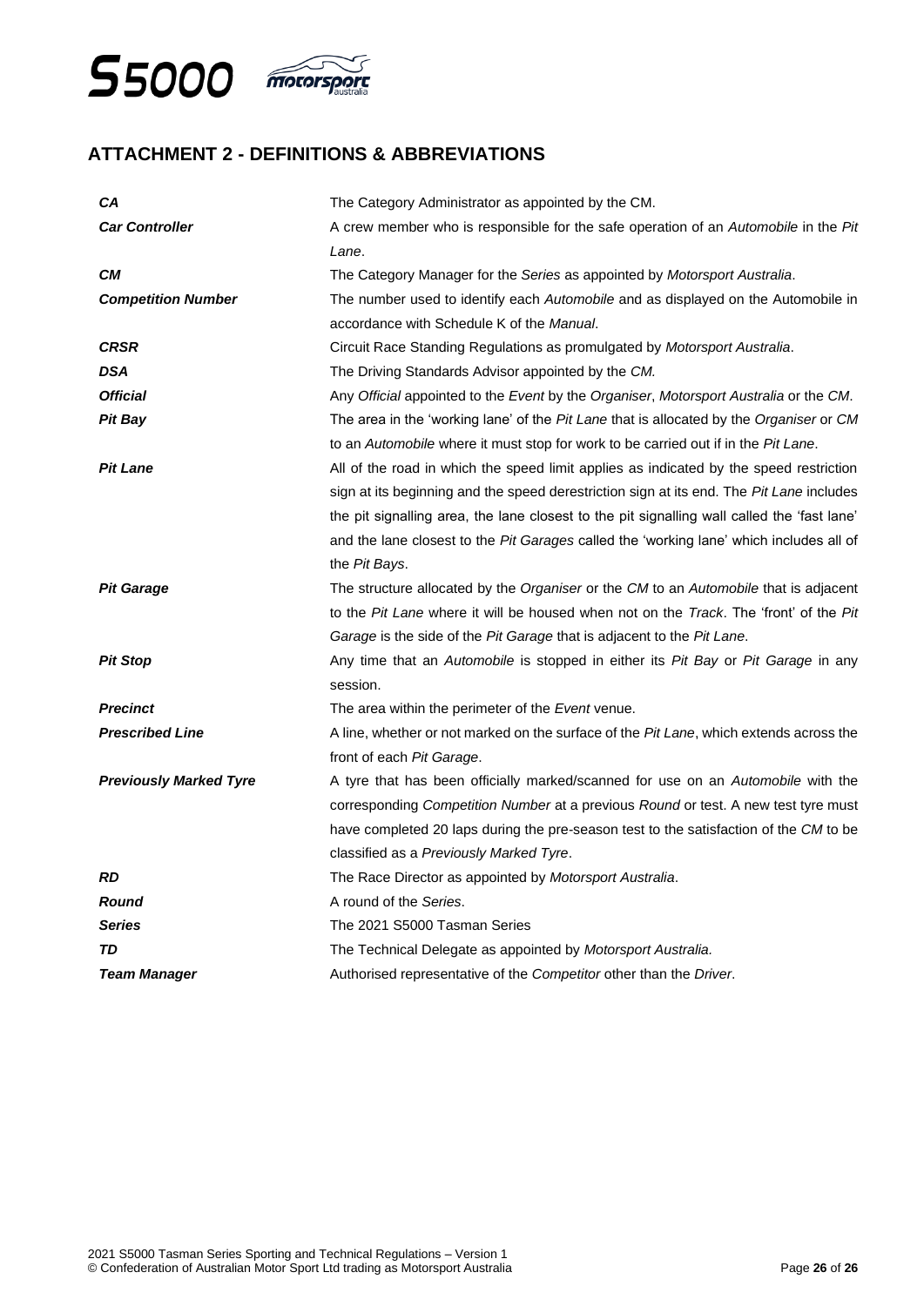## ATTACHMENT 2 - DEFINITIONS & ABBREVIATIONS

| | |
|---|---|
| ***CA*** | The Category Administrator as appointed by the CM. |
| ***Car Controller*** | A crew member who is responsible for the safe operation of an *Automobile* in the *Pit Lane*. |
| ***CM*** | The Category Manager for the *Series* as appointed by *Motorsport Australia*. |
| ***Competition Number*** | The number used to identify each *Automobile* and as displayed on the Automobile in accordance with Schedule K of the *Manual*. |
| ***CRSR*** | Circuit Race Standing Regulations as promulgated by *Motorsport Australia*. |
| ***DSA*** | The Driving Standards Advisor appointed by the *CM.* |
| ***Official*** | Any *Official* appointed to the *Event* by the *Organiser*, *Motorsport Australia* or the *CM*. |
| ***Pit Bay*** | The area in the 'working lane' of the *Pit Lane* that is allocated by the *Organiser* or *CM* to an *Automobile* where it must stop for work to be carried out if in the *Pit Lane*. |
| ***Pit Lane*** | All of the road in which the speed limit applies as indicated by the speed restriction sign at its beginning and the speed derestriction sign at its end. The *Pit Lane* includes the pit signalling area, the lane closest to the pit signalling wall called the 'fast lane' and the lane closest to the *Pit Garages* called the 'working lane' which includes all of the *Pit Bays*. |
| ***Pit Garage*** | The structure allocated by the *Organiser* or the *CM* to an *Automobile* that is adjacent to the *Pit Lane* where it will be housed when not on the *Track*. The 'front' of the *Pit Garage* is the side of the *Pit Garage* that is adjacent to the *Pit Lane*. |
| ***Pit Stop*** | Any time that an *Automobile* is stopped in either its *Pit Bay* or *Pit Garage* in any session. |
| ***Precinct*** | The area within the perimeter of the *Event* venue. |
| ***Prescribed Line*** | A line, whether or not marked on the surface of the *Pit Lane*, which extends across the front of each *Pit Garage*. |
| ***Previously Marked Tyre*** | A tyre that has been officially marked/scanned for use on an *Automobile* with the corresponding *Competition Number* at a previous *Round* or test. A new test tyre must have completed 20 laps during the pre-season test to the satisfaction of the *CM* to be classified as a *Previously Marked Tyre*. |
| ***RD*** | The Race Director as appointed by *Motorsport Australia*. |
| ***Round*** | A round of the *Series*. |
| ***Series*** | The 2021 S5000 Tasman Series |
| ***TD*** | The Technical Delegate as appointed by *Motorsport Australia.* |
| ***Team Manager*** | Authorised representative of the *Competitor* other than the *Driver*. |